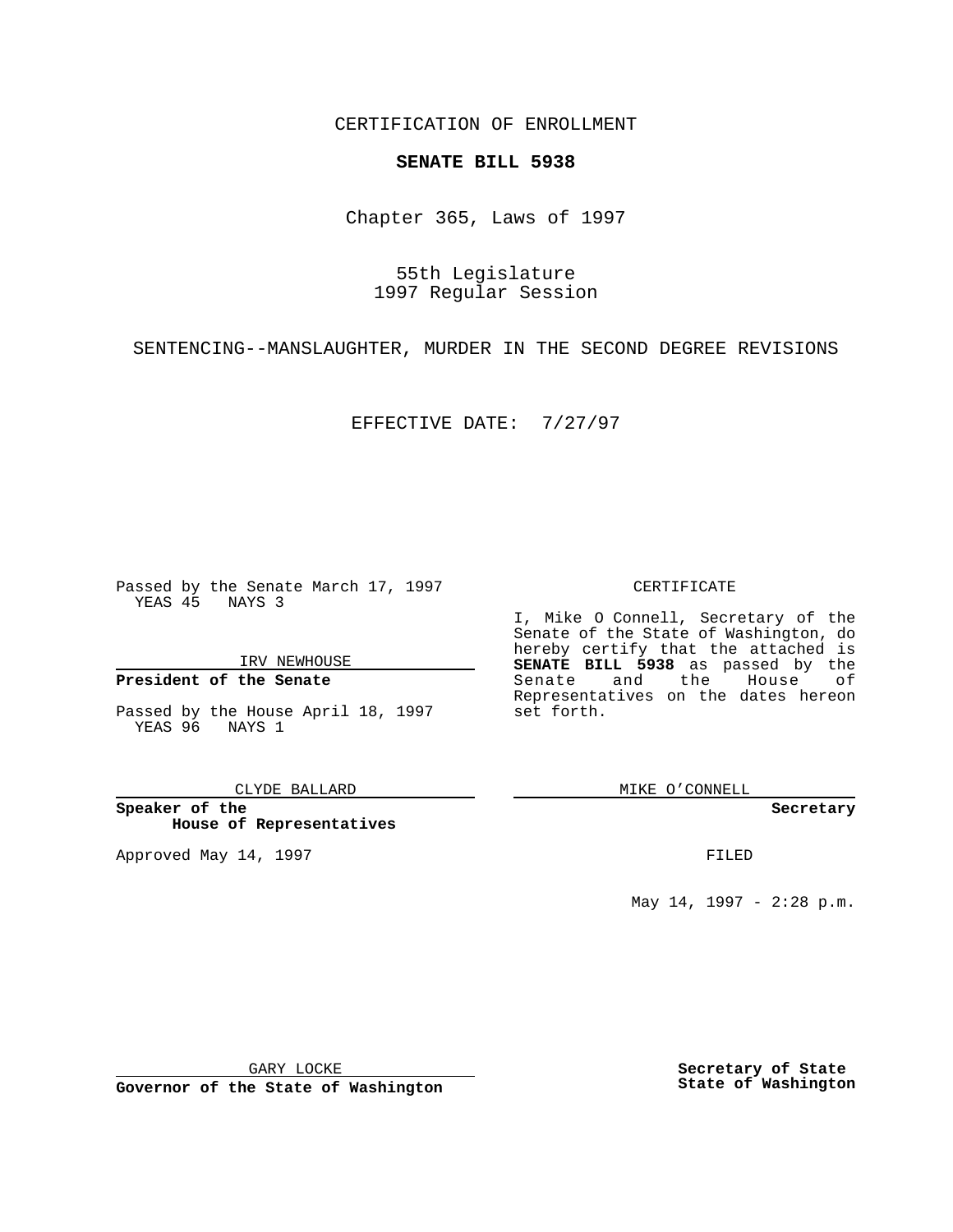CERTIFICATION OF ENROLLMENT

**SENATE BILL 5938**

Chapter 365, Laws of 1997

55th Legislature
1997 Regular Session

SENTENCING--MANSLAUGHTER, MURDER IN THE SECOND DEGREE REVISIONS

EFFECTIVE DATE: 7/27/97

Passed by the Senate March 17, 1997
YEAS 45 NAYS 3

IRV NEWHOUSE

**President of the Senate**

Passed by the House April 18, 1997
YEAS 96 NAYS 1

CLYDE BALLARD

**Speaker of the House of Representatives**

Approved May 14, 1997

GARY LOCKE

**Governor of the State of Washington**

CERTIFICATE

I, Mike O Connell, Secretary of the Senate of the State of Washington, do hereby certify that the attached is **SENATE BILL 5938** as passed by the Senate and the House of Representatives on the dates hereon set forth.

MIKE O'CONNELL

**Secretary**

FILED

May 14, 1997 - 2:28 p.m.

**Secretary of State**
**State of Washington**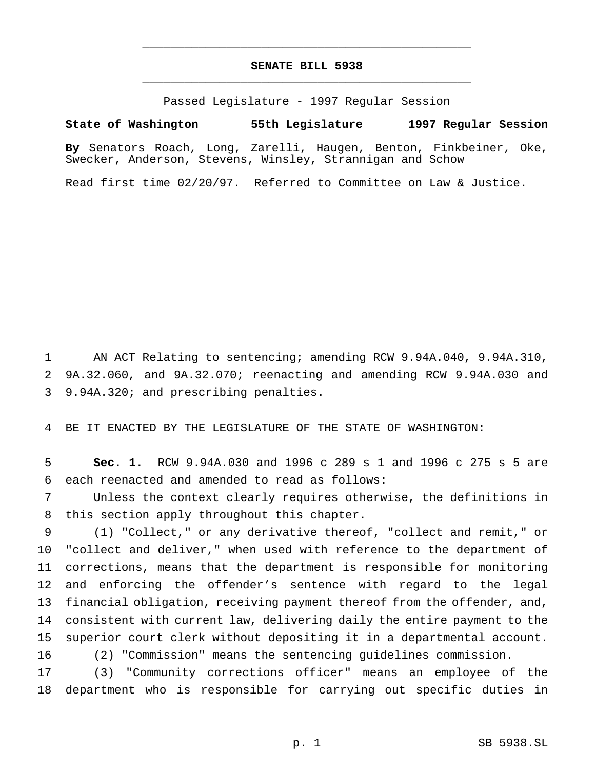# SENATE BILL 5938

Passed Legislature - 1997 Regular Session

**State of Washington 55th Legislature 1997 Regular Session**

**By** Senators Roach, Long, Zarelli, Haugen, Benton, Finkbeiner, Oke, Swecker, Anderson, Stevens, Winsley, Strannigan and Schow

Read first time 02/20/97. Referred to Committee on Law & Justice.

AN ACT Relating to sentencing; amending RCW 9.94A.040, 9.94A.310, 9A.32.060, and 9A.32.070; reenacting and amending RCW 9.94A.030 and 9.94A.320; and prescribing penalties.

BE IT ENACTED BY THE LEGISLATURE OF THE STATE OF WASHINGTON:

**Sec. 1.** RCW 9.94A.030 and 1996 c 289 s 1 and 1996 c 275 s 5 are each reenacted and amended to read as follows:

Unless the context clearly requires otherwise, the definitions in this section apply throughout this chapter.

(1) "Collect," or any derivative thereof, "collect and remit," or "collect and deliver," when used with reference to the department of corrections, means that the department is responsible for monitoring and enforcing the offender's sentence with regard to the legal financial obligation, receiving payment thereof from the offender, and, consistent with current law, delivering daily the entire payment to the superior court clerk without depositing it in a departmental account.

(2) "Commission" means the sentencing guidelines commission.

(3) "Community corrections officer" means an employee of the department who is responsible for carrying out specific duties in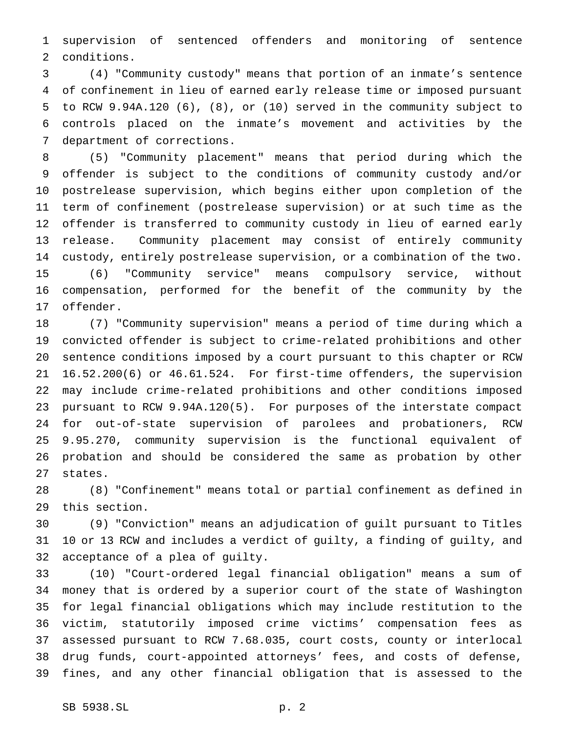supervision of sentenced offenders and monitoring of sentence conditions.

(4) "Community custody" means that portion of an inmate's sentence of confinement in lieu of earned early release time or imposed pursuant to RCW 9.94A.120 (6), (8), or (10) served in the community subject to controls placed on the inmate's movement and activities by the department of corrections.

(5) "Community placement" means that period during which the offender is subject to the conditions of community custody and/or postrelease supervision, which begins either upon completion of the term of confinement (postrelease supervision) or at such time as the offender is transferred to community custody in lieu of earned early release. Community placement may consist of entirely community custody, entirely postrelease supervision, or a combination of the two.

(6) "Community service" means compulsory service, without compensation, performed for the benefit of the community by the offender.

(7) "Community supervision" means a period of time during which a convicted offender is subject to crime-related prohibitions and other sentence conditions imposed by a court pursuant to this chapter or RCW 16.52.200(6) or 46.61.524. For first-time offenders, the supervision may include crime-related prohibitions and other conditions imposed pursuant to RCW 9.94A.120(5). For purposes of the interstate compact for out-of-state supervision of parolees and probationers, RCW 9.95.270, community supervision is the functional equivalent of probation and should be considered the same as probation by other states.

(8) "Confinement" means total or partial confinement as defined in this section.

(9) "Conviction" means an adjudication of guilt pursuant to Titles 10 or 13 RCW and includes a verdict of guilty, a finding of guilty, and acceptance of a plea of guilty.

(10) "Court-ordered legal financial obligation" means a sum of money that is ordered by a superior court of the state of Washington for legal financial obligations which may include restitution to the victim, statutorily imposed crime victims' compensation fees as assessed pursuant to RCW 7.68.035, court costs, county or interlocal drug funds, court-appointed attorneys' fees, and costs of defense, fines, and any other financial obligation that is assessed to the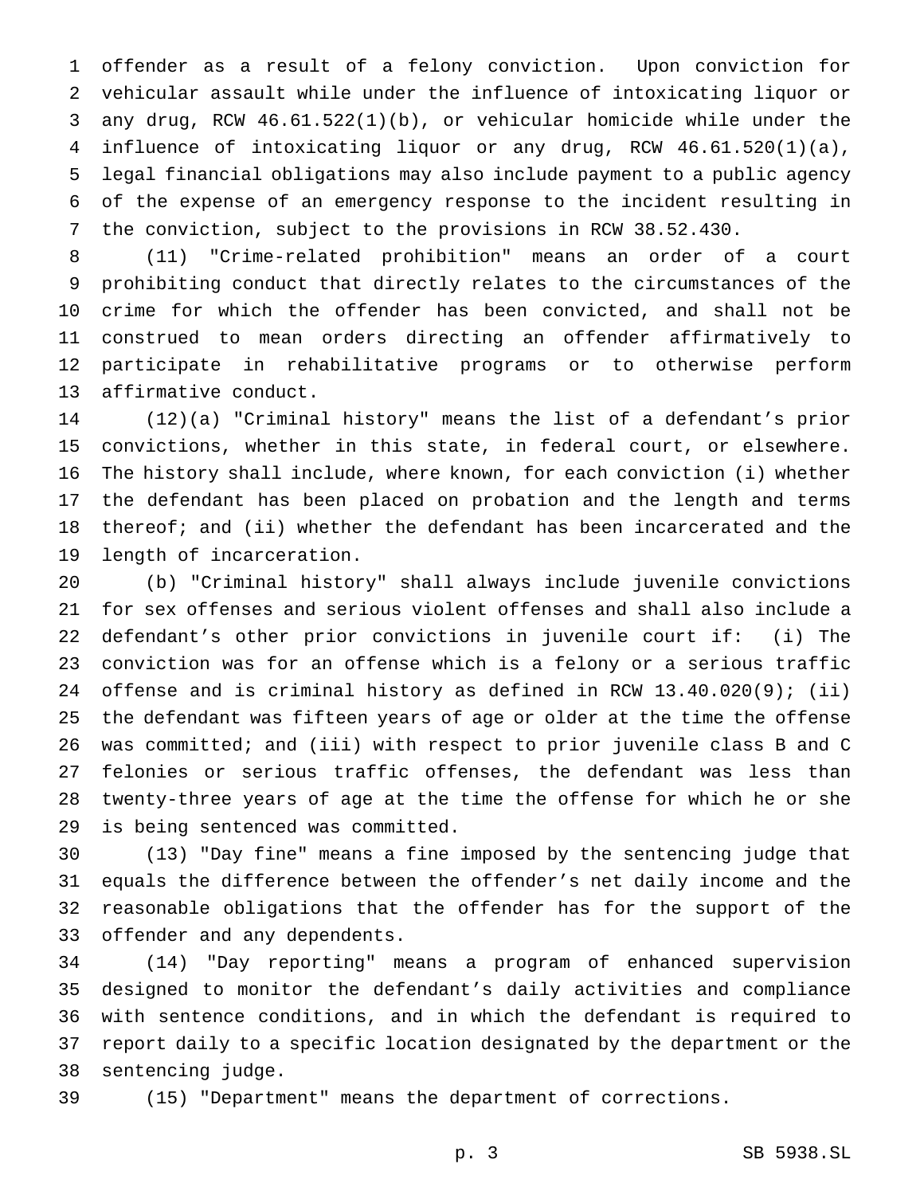offender as a result of a felony conviction. Upon conviction for vehicular assault while under the influence of intoxicating liquor or any drug, RCW 46.61.522(1)(b), or vehicular homicide while under the influence of intoxicating liquor or any drug, RCW 46.61.520(1)(a), legal financial obligations may also include payment to a public agency of the expense of an emergency response to the incident resulting in the conviction, subject to the provisions in RCW 38.52.430.

(11) "Crime-related prohibition" means an order of a court prohibiting conduct that directly relates to the circumstances of the crime for which the offender has been convicted, and shall not be construed to mean orders directing an offender affirmatively to participate in rehabilitative programs or to otherwise perform affirmative conduct.

(12)(a) "Criminal history" means the list of a defendant's prior convictions, whether in this state, in federal court, or elsewhere. The history shall include, where known, for each conviction (i) whether the defendant has been placed on probation and the length and terms thereof; and (ii) whether the defendant has been incarcerated and the length of incarceration.

(b) "Criminal history" shall always include juvenile convictions for sex offenses and serious violent offenses and shall also include a defendant's other prior convictions in juvenile court if: (i) The conviction was for an offense which is a felony or a serious traffic offense and is criminal history as defined in RCW 13.40.020(9); (ii) the defendant was fifteen years of age or older at the time the offense was committed; and (iii) with respect to prior juvenile class B and C felonies or serious traffic offenses, the defendant was less than twenty-three years of age at the time the offense for which he or she is being sentenced was committed.

(13) "Day fine" means a fine imposed by the sentencing judge that equals the difference between the offender's net daily income and the reasonable obligations that the offender has for the support of the offender and any dependents.

(14) "Day reporting" means a program of enhanced supervision designed to monitor the defendant's daily activities and compliance with sentence conditions, and in which the defendant is required to report daily to a specific location designated by the department or the sentencing judge.

(15) "Department" means the department of corrections.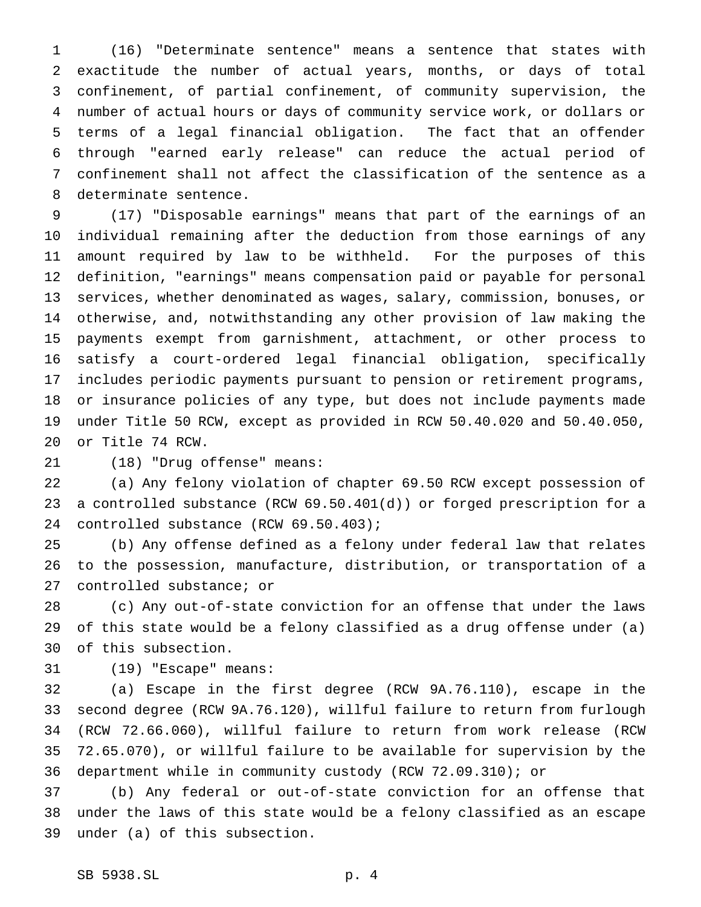(16) "Determinate sentence" means a sentence that states with exactitude the number of actual years, months, or days of total confinement, of partial confinement, of community supervision, the number of actual hours or days of community service work, or dollars or terms of a legal financial obligation. The fact that an offender through "earned early release" can reduce the actual period of confinement shall not affect the classification of the sentence as a determinate sentence.

(17) "Disposable earnings" means that part of the earnings of an individual remaining after the deduction from those earnings of any amount required by law to be withheld. For the purposes of this definition, "earnings" means compensation paid or payable for personal services, whether denominated as wages, salary, commission, bonuses, or otherwise, and, notwithstanding any other provision of law making the payments exempt from garnishment, attachment, or other process to satisfy a court-ordered legal financial obligation, specifically includes periodic payments pursuant to pension or retirement programs, or insurance policies of any type, but does not include payments made under Title 50 RCW, except as provided in RCW 50.40.020 and 50.40.050, or Title 74 RCW.

(18) "Drug offense" means:

(a) Any felony violation of chapter 69.50 RCW except possession of a controlled substance (RCW 69.50.401(d)) or forged prescription for a controlled substance (RCW 69.50.403);

(b) Any offense defined as a felony under federal law that relates to the possession, manufacture, distribution, or transportation of a controlled substance; or

(c) Any out-of-state conviction for an offense that under the laws of this state would be a felony classified as a drug offense under (a) of this subsection.

(19) "Escape" means:

(a) Escape in the first degree (RCW 9A.76.110), escape in the second degree (RCW 9A.76.120), willful failure to return from furlough (RCW 72.66.060), willful failure to return from work release (RCW 72.65.070), or willful failure to be available for supervision by the department while in community custody (RCW 72.09.310); or

(b) Any federal or out-of-state conviction for an offense that under the laws of this state would be a felony classified as an escape under (a) of this subsection.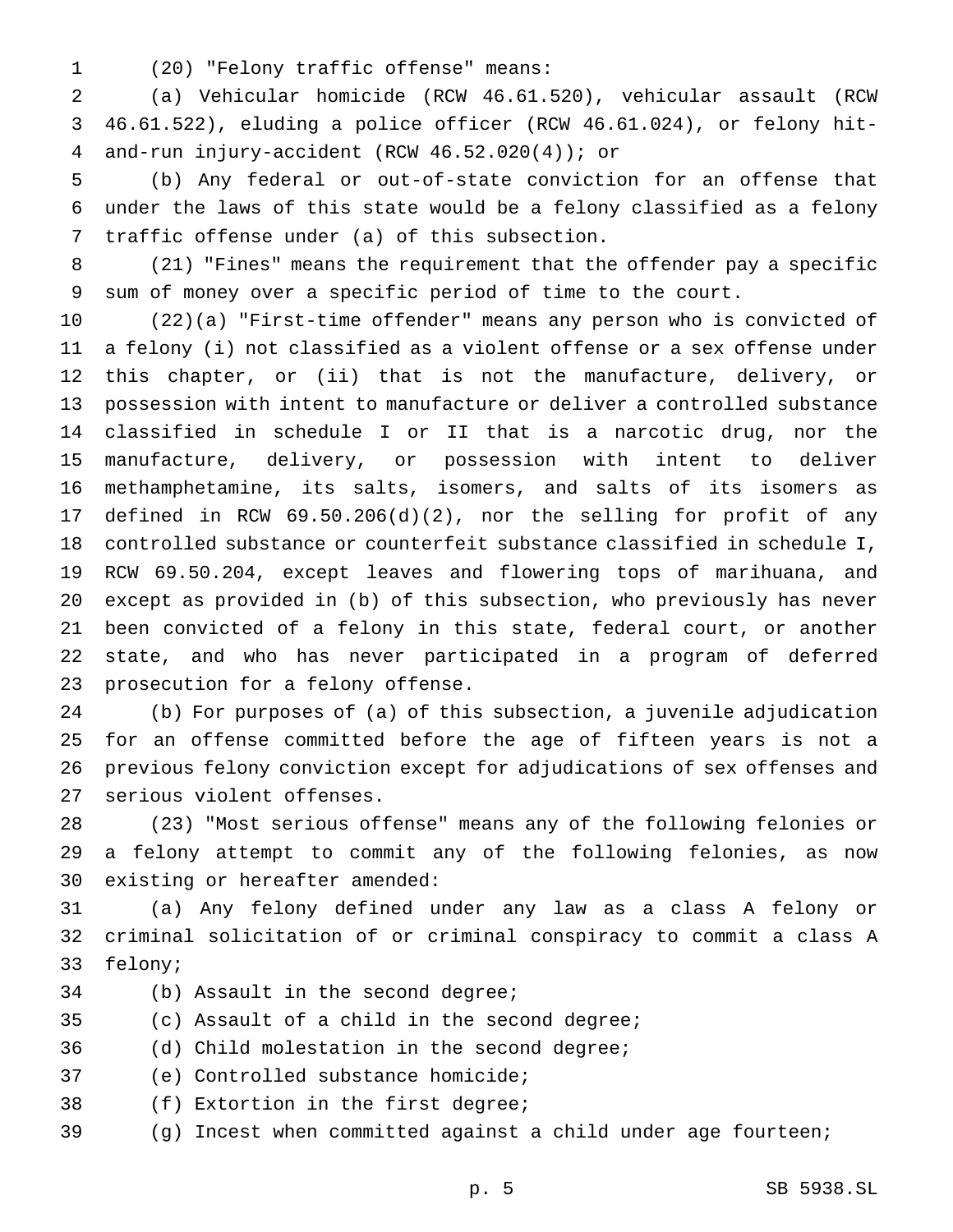(20) "Felony traffic offense" means:

(a) Vehicular homicide (RCW 46.61.520), vehicular assault (RCW 46.61.522), eluding a police officer (RCW 46.61.024), or felony hit-and-run injury-accident (RCW 46.52.020(4)); or

(b) Any federal or out-of-state conviction for an offense that under the laws of this state would be a felony classified as a felony traffic offense under (a) of this subsection.

(21) "Fines" means the requirement that the offender pay a specific sum of money over a specific period of time to the court.

(22)(a) "First-time offender" means any person who is convicted of a felony (i) not classified as a violent offense or a sex offense under this chapter, or (ii) that is not the manufacture, delivery, or possession with intent to manufacture or deliver a controlled substance classified in schedule I or II that is a narcotic drug, nor the manufacture, delivery, or possession with intent to deliver methamphetamine, its salts, isomers, and salts of its isomers as defined in RCW 69.50.206(d)(2), nor the selling for profit of any controlled substance or counterfeit substance classified in schedule I, RCW 69.50.204, except leaves and flowering tops of marihuana, and except as provided in (b) of this subsection, who previously has never been convicted of a felony in this state, federal court, or another state, and who has never participated in a program of deferred prosecution for a felony offense.

(b) For purposes of (a) of this subsection, a juvenile adjudication for an offense committed before the age of fifteen years is not a previous felony conviction except for adjudications of sex offenses and serious violent offenses.

(23) "Most serious offense" means any of the following felonies or a felony attempt to commit any of the following felonies, as now existing or hereafter amended:

(a) Any felony defined under any law as a class A felony or criminal solicitation of or criminal conspiracy to commit a class A felony;

(b) Assault in the second degree;

(c) Assault of a child in the second degree;

(d) Child molestation in the second degree;

(e) Controlled substance homicide;

(f) Extortion in the first degree;

(g) Incest when committed against a child under age fourteen;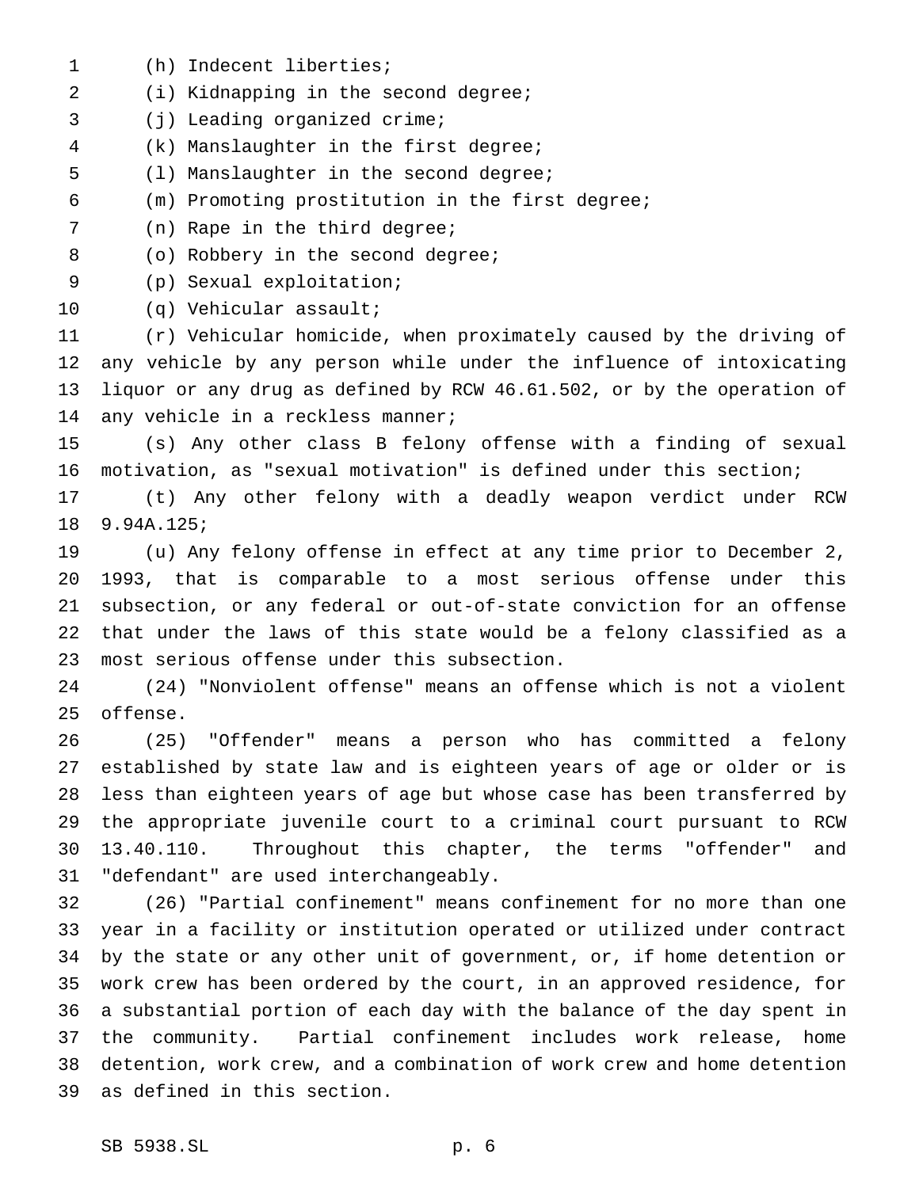(h) Indecent liberties;

(i) Kidnapping in the second degree;

(j) Leading organized crime;

(k) Manslaughter in the first degree;

(l) Manslaughter in the second degree;

(m) Promoting prostitution in the first degree;

(n) Rape in the third degree;

(o) Robbery in the second degree;

(p) Sexual exploitation;

(q) Vehicular assault;

(r) Vehicular homicide, when proximately caused by the driving of any vehicle by any person while under the influence of intoxicating liquor or any drug as defined by RCW 46.61.502, or by the operation of any vehicle in a reckless manner;

(s) Any other class B felony offense with a finding of sexual motivation, as "sexual motivation" is defined under this section;

(t) Any other felony with a deadly weapon verdict under RCW 9.94A.125;

(u) Any felony offense in effect at any time prior to December 2, 1993, that is comparable to a most serious offense under this subsection, or any federal or out-of-state conviction for an offense that under the laws of this state would be a felony classified as a most serious offense under this subsection.

(24) "Nonviolent offense" means an offense which is not a violent offense.

(25) "Offender" means a person who has committed a felony established by state law and is eighteen years of age or older or is less than eighteen years of age but whose case has been transferred by the appropriate juvenile court to a criminal court pursuant to RCW 13.40.110. Throughout this chapter, the terms "offender" and "defendant" are used interchangeably.

(26) "Partial confinement" means confinement for no more than one year in a facility or institution operated or utilized under contract by the state or any other unit of government, or, if home detention or work crew has been ordered by the court, in an approved residence, for a substantial portion of each day with the balance of the day spent in the community. Partial confinement includes work release, home detention, work crew, and a combination of work crew and home detention as defined in this section.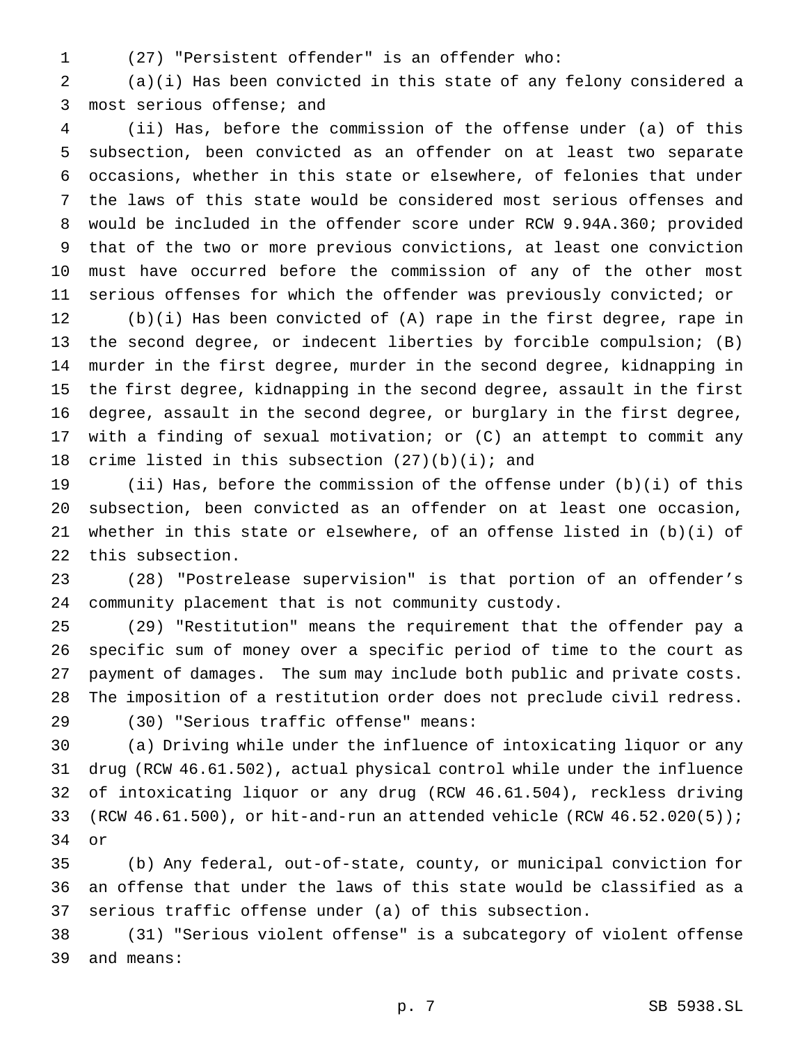(27) "Persistent offender" is an offender who:

(a)(i) Has been convicted in this state of any felony considered a most serious offense; and

(ii) Has, before the commission of the offense under (a) of this subsection, been convicted as an offender on at least two separate occasions, whether in this state or elsewhere, of felonies that under the laws of this state would be considered most serious offenses and would be included in the offender score under RCW 9.94A.360; provided that of the two or more previous convictions, at least one conviction must have occurred before the commission of any of the other most serious offenses for which the offender was previously convicted; or

(b)(i) Has been convicted of (A) rape in the first degree, rape in the second degree, or indecent liberties by forcible compulsion; (B) murder in the first degree, murder in the second degree, kidnapping in the first degree, kidnapping in the second degree, assault in the first degree, assault in the second degree, or burglary in the first degree, with a finding of sexual motivation; or (C) an attempt to commit any crime listed in this subsection (27)(b)(i); and

(ii) Has, before the commission of the offense under (b)(i) of this subsection, been convicted as an offender on at least one occasion, whether in this state or elsewhere, of an offense listed in (b)(i) of this subsection.

(28) "Postrelease supervision" is that portion of an offender's community placement that is not community custody.

(29) "Restitution" means the requirement that the offender pay a specific sum of money over a specific period of time to the court as payment of damages. The sum may include both public and private costs. The imposition of a restitution order does not preclude civil redress.

(30) "Serious traffic offense" means:

(a) Driving while under the influence of intoxicating liquor or any drug (RCW 46.61.502), actual physical control while under the influence of intoxicating liquor or any drug (RCW 46.61.504), reckless driving (RCW 46.61.500), or hit-and-run an attended vehicle (RCW 46.52.020(5)); or

(b) Any federal, out-of-state, county, or municipal conviction for an offense that under the laws of this state would be classified as a serious traffic offense under (a) of this subsection.

(31) "Serious violent offense" is a subcategory of violent offense and means: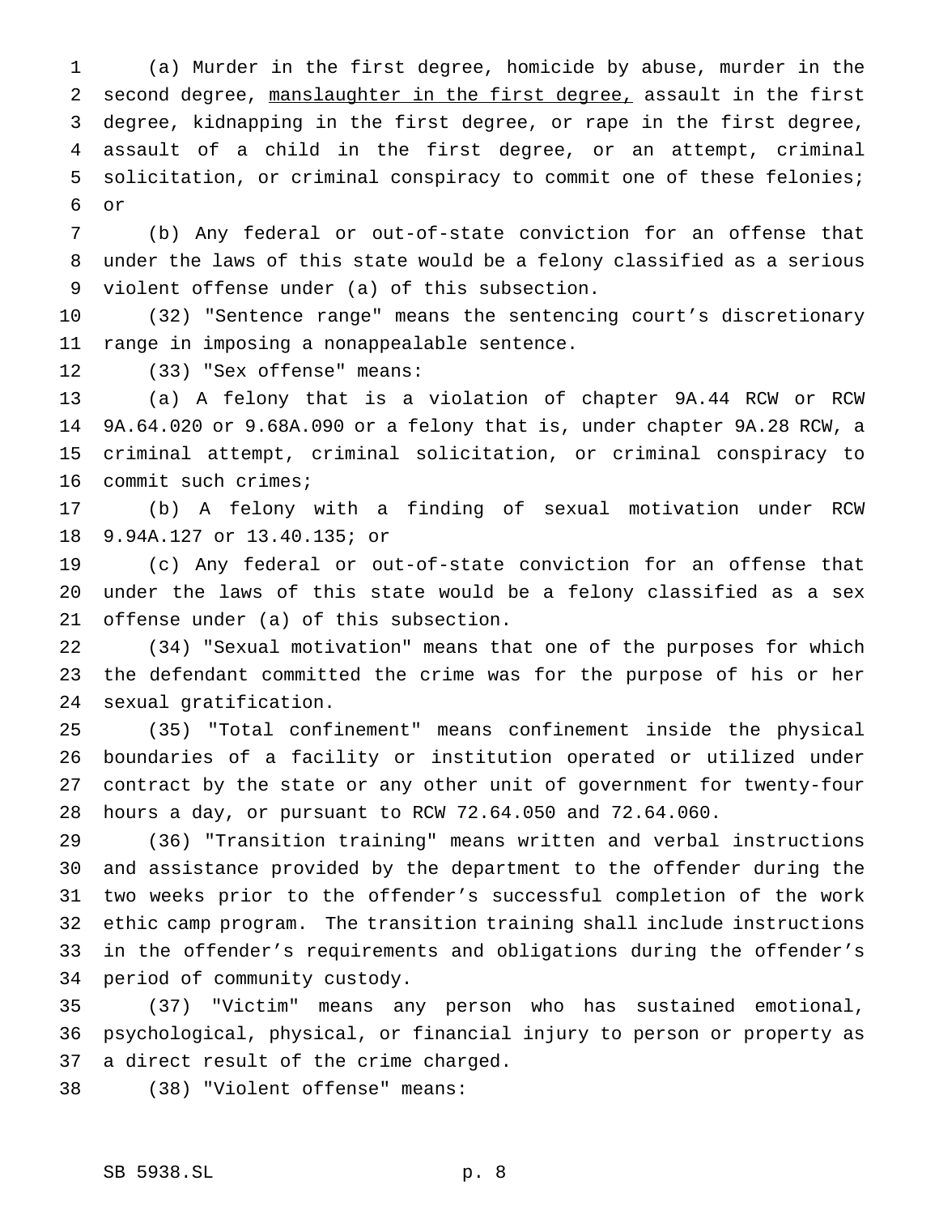(a) Murder in the first degree, homicide by abuse, murder in the second degree, <u>manslaughter in the first degree,</u> assault in the first degree, kidnapping in the first degree, or rape in the first degree, assault of a child in the first degree, or an attempt, criminal solicitation, or criminal conspiracy to commit one of these felonies; or

(b) Any federal or out-of-state conviction for an offense that under the laws of this state would be a felony classified as a serious violent offense under (a) of this subsection.

(32) "Sentence range" means the sentencing court's discretionary range in imposing a nonappealable sentence.

(33) "Sex offense" means:

(a) A felony that is a violation of chapter 9A.44 RCW or RCW 9A.64.020 or 9.68A.090 or a felony that is, under chapter 9A.28 RCW, a criminal attempt, criminal solicitation, or criminal conspiracy to commit such crimes;

(b) A felony with a finding of sexual motivation under RCW 9.94A.127 or 13.40.135; or

(c) Any federal or out-of-state conviction for an offense that under the laws of this state would be a felony classified as a sex offense under (a) of this subsection.

(34) "Sexual motivation" means that one of the purposes for which the defendant committed the crime was for the purpose of his or her sexual gratification.

(35) "Total confinement" means confinement inside the physical boundaries of a facility or institution operated or utilized under contract by the state or any other unit of government for twenty-four hours a day, or pursuant to RCW 72.64.050 and 72.64.060.

(36) "Transition training" means written and verbal instructions and assistance provided by the department to the offender during the two weeks prior to the offender's successful completion of the work ethic camp program. The transition training shall include instructions in the offender's requirements and obligations during the offender's period of community custody.

(37) "Victim" means any person who has sustained emotional, psychological, physical, or financial injury to person or property as a direct result of the crime charged.

(38) "Violent offense" means: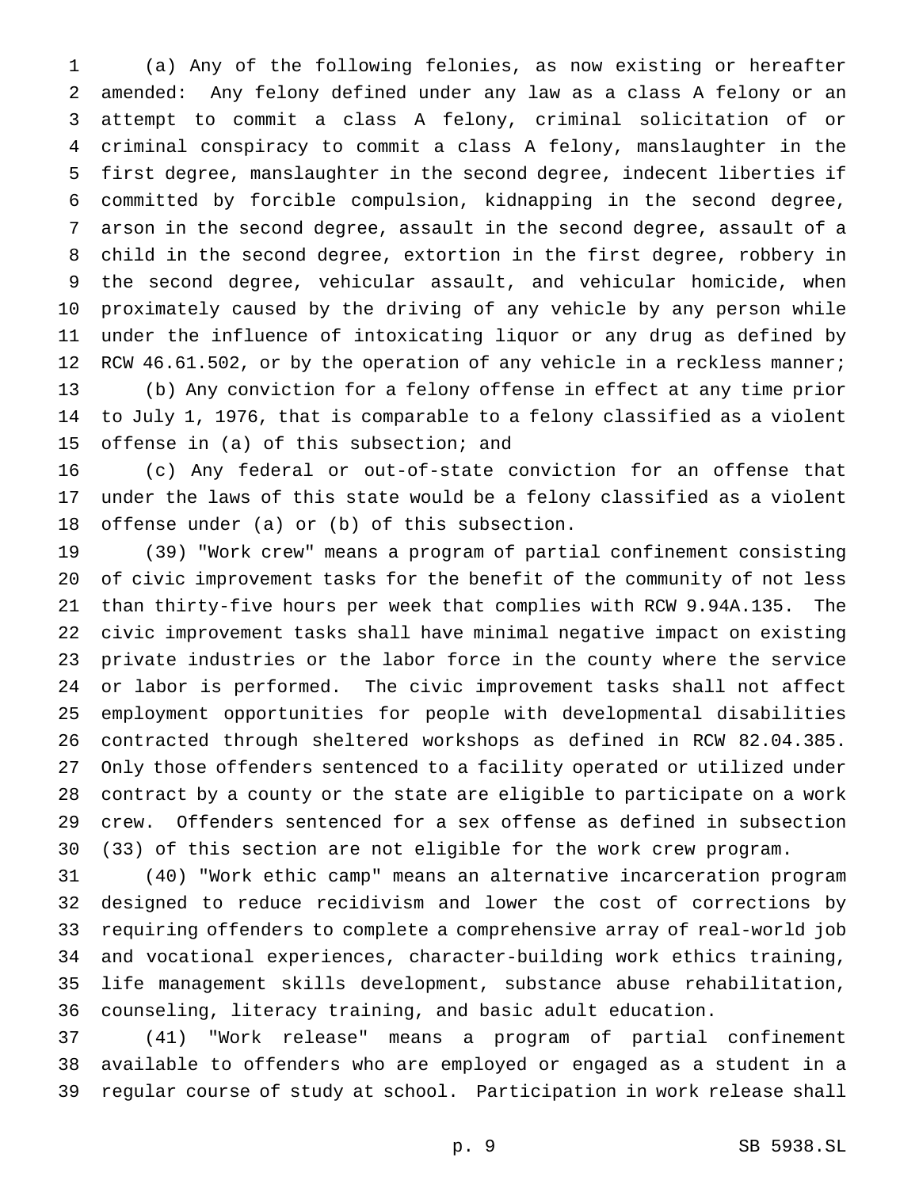(a) Any of the following felonies, as now existing or hereafter amended: Any felony defined under any law as a class A felony or an attempt to commit a class A felony, criminal solicitation of or criminal conspiracy to commit a class A felony, manslaughter in the first degree, manslaughter in the second degree, indecent liberties if committed by forcible compulsion, kidnapping in the second degree, arson in the second degree, assault in the second degree, assault of a child in the second degree, extortion in the first degree, robbery in the second degree, vehicular assault, and vehicular homicide, when proximately caused by the driving of any vehicle by any person while under the influence of intoxicating liquor or any drug as defined by RCW 46.61.502, or by the operation of any vehicle in a reckless manner;

(b) Any conviction for a felony offense in effect at any time prior to July 1, 1976, that is comparable to a felony classified as a violent offense in (a) of this subsection; and

(c) Any federal or out-of-state conviction for an offense that under the laws of this state would be a felony classified as a violent offense under (a) or (b) of this subsection.

(39) "Work crew" means a program of partial confinement consisting of civic improvement tasks for the benefit of the community of not less than thirty-five hours per week that complies with RCW 9.94A.135. The civic improvement tasks shall have minimal negative impact on existing private industries or the labor force in the county where the service or labor is performed. The civic improvement tasks shall not affect employment opportunities for people with developmental disabilities contracted through sheltered workshops as defined in RCW 82.04.385. Only those offenders sentenced to a facility operated or utilized under contract by a county or the state are eligible to participate on a work crew. Offenders sentenced for a sex offense as defined in subsection (33) of this section are not eligible for the work crew program.

(40) "Work ethic camp" means an alternative incarceration program designed to reduce recidivism and lower the cost of corrections by requiring offenders to complete a comprehensive array of real-world job and vocational experiences, character-building work ethics training, life management skills development, substance abuse rehabilitation, counseling, literacy training, and basic adult education.

(41) "Work release" means a program of partial confinement available to offenders who are employed or engaged as a student in a regular course of study at school. Participation in work release shall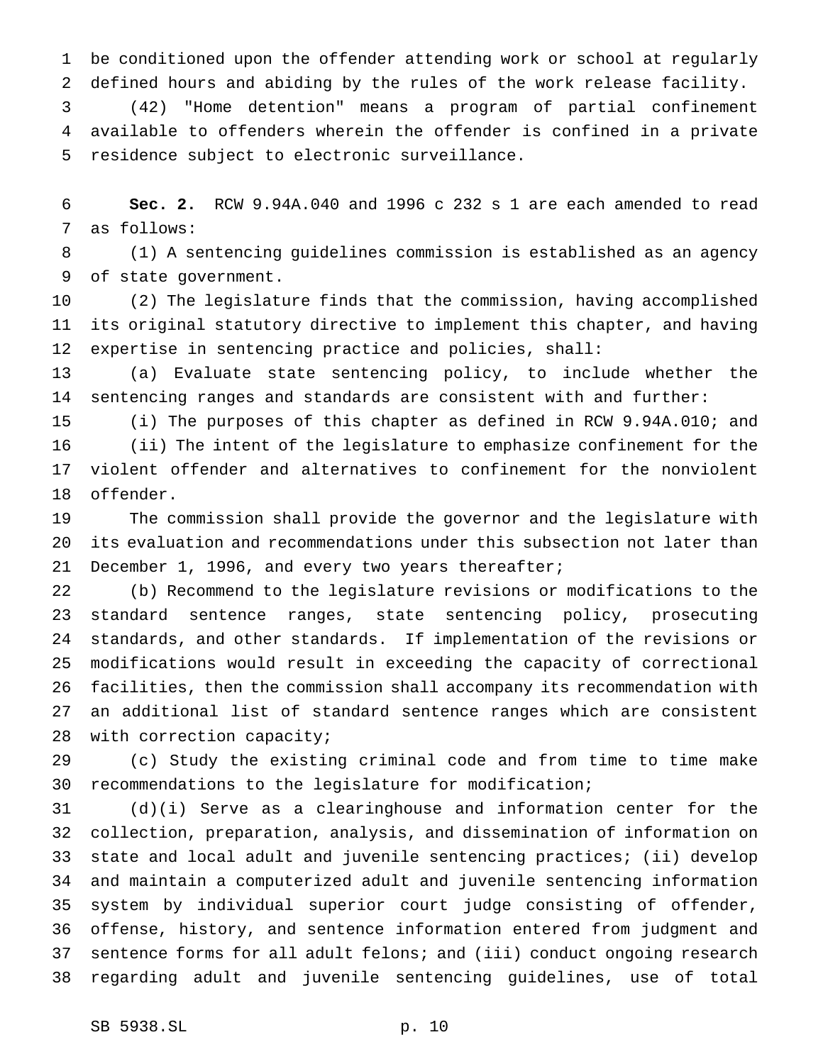be conditioned upon the offender attending work or school at regularly defined hours and abiding by the rules of the work release facility.

(42) "Home detention" means a program of partial confinement available to offenders wherein the offender is confined in a private residence subject to electronic surveillance.

**Sec. 2.** RCW 9.94A.040 and 1996 c 232 s 1 are each amended to read as follows:

(1) A sentencing guidelines commission is established as an agency of state government.

(2) The legislature finds that the commission, having accomplished its original statutory directive to implement this chapter, and having expertise in sentencing practice and policies, shall:

(a) Evaluate state sentencing policy, to include whether the sentencing ranges and standards are consistent with and further:

(i) The purposes of this chapter as defined in RCW 9.94A.010; and

(ii) The intent of the legislature to emphasize confinement for the violent offender and alternatives to confinement for the nonviolent offender.

The commission shall provide the governor and the legislature with its evaluation and recommendations under this subsection not later than December 1, 1996, and every two years thereafter;

(b) Recommend to the legislature revisions or modifications to the standard sentence ranges, state sentencing policy, prosecuting standards, and other standards. If implementation of the revisions or modifications would result in exceeding the capacity of correctional facilities, then the commission shall accompany its recommendation with an additional list of standard sentence ranges which are consistent with correction capacity;

(c) Study the existing criminal code and from time to time make recommendations to the legislature for modification;

(d)(i) Serve as a clearinghouse and information center for the collection, preparation, analysis, and dissemination of information on state and local adult and juvenile sentencing practices; (ii) develop and maintain a computerized adult and juvenile sentencing information system by individual superior court judge consisting of offender, offense, history, and sentence information entered from judgment and sentence forms for all adult felons; and (iii) conduct ongoing research regarding adult and juvenile sentencing guidelines, use of total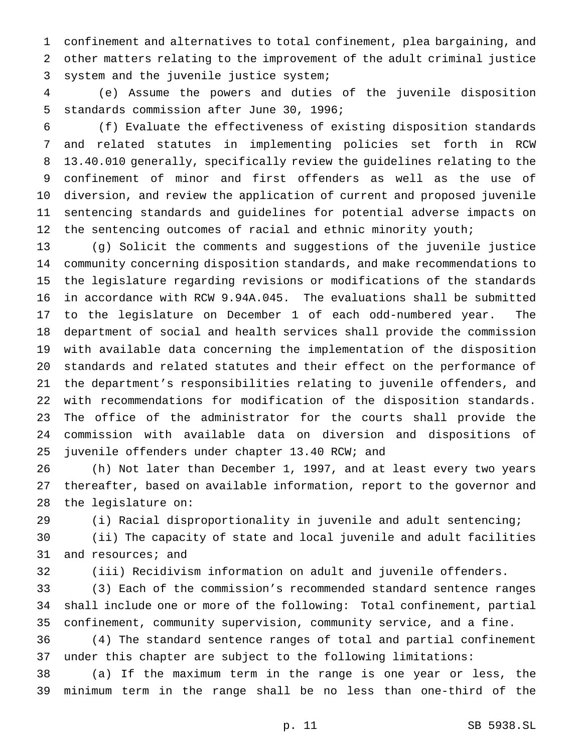confinement and alternatives to total confinement, plea bargaining, and other matters relating to the improvement of the adult criminal justice system and the juvenile justice system;

(e) Assume the powers and duties of the juvenile disposition standards commission after June 30, 1996;

(f) Evaluate the effectiveness of existing disposition standards and related statutes in implementing policies set forth in RCW 13.40.010 generally, specifically review the guidelines relating to the confinement of minor and first offenders as well as the use of diversion, and review the application of current and proposed juvenile sentencing standards and guidelines for potential adverse impacts on the sentencing outcomes of racial and ethnic minority youth;

(g) Solicit the comments and suggestions of the juvenile justice community concerning disposition standards, and make recommendations to the legislature regarding revisions or modifications of the standards in accordance with RCW 9.94A.045. The evaluations shall be submitted to the legislature on December 1 of each odd-numbered year. The department of social and health services shall provide the commission with available data concerning the implementation of the disposition standards and related statutes and their effect on the performance of the department's responsibilities relating to juvenile offenders, and with recommendations for modification of the disposition standards. The office of the administrator for the courts shall provide the commission with available data on diversion and dispositions of juvenile offenders under chapter 13.40 RCW; and

(h) Not later than December 1, 1997, and at least every two years thereafter, based on available information, report to the governor and the legislature on:

(i) Racial disproportionality in juvenile and adult sentencing;

(ii) The capacity of state and local juvenile and adult facilities and resources; and

(iii) Recidivism information on adult and juvenile offenders.

(3) Each of the commission's recommended standard sentence ranges shall include one or more of the following: Total confinement, partial confinement, community supervision, community service, and a fine.

(4) The standard sentence ranges of total and partial confinement under this chapter are subject to the following limitations:

(a) If the maximum term in the range is one year or less, the minimum term in the range shall be no less than one-third of the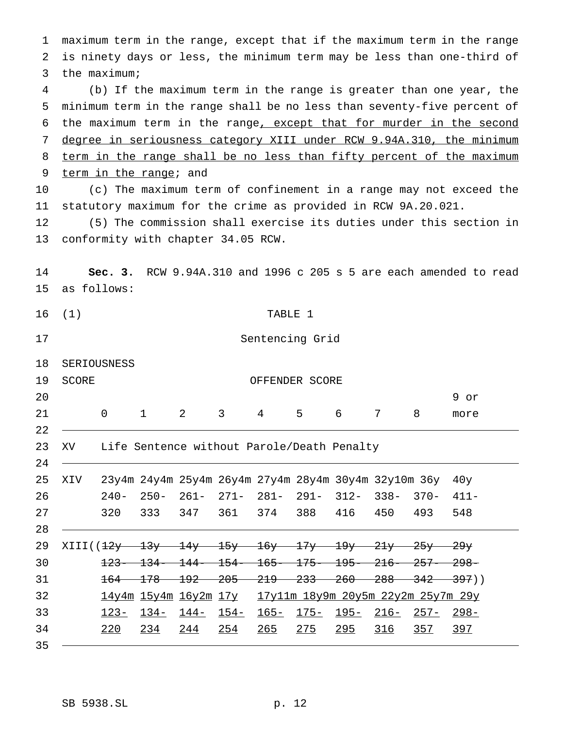maximum term in the range, except that if the maximum term in the range is ninety days or less, the minimum term may be less than one-third of the maximum;

(b) If the maximum term in the range is greater than one year, the minimum term in the range shall be no less than seventy-five percent of the maximum term in the range<u>, except that for murder in the second degree in seriousness category XIII under RCW 9.94A.310, the minimum term in the range shall be no less than fifty percent of the maximum term in the range</u>; and

(c) The maximum term of confinement in a range may not exceed the statutory maximum for the crime as provided in RCW 9A.20.021.

(5) The commission shall exercise its duties under this section in conformity with chapter 34.05 RCW.

**Sec. 3.** RCW 9.94A.310 and 1996 c 205 s 5 are each amended to read as follows:

(1) TABLE 1

Sentencing Grid

| SERIOUSNESS SCORE | OFFENDER SCORE | | | | | | | | | |
|---|---|---|---|---|---|---|---|---|---|---|
| | 0 | 1 | 2 | 3 | 4 | 5 | 6 | 7 | 8 | 9 or more |
| XV | Life Sentence without Parole/Death Penalty | | | | | | | | | |
| XIV | 23y4m 240- 320 | 24y4m 250- 333 | 25y4m 261- 347 | 26y4m 271- 361 | 27y4m 281- 374 | 28y4m 291- 388 | 30y4m 312- 416 | 32y10m 338- 450 | 36y 370- 493 | 40y 411- 548 |
| XIII | ((~~12y 123- 164~~)) <u>14y4m 123- 220</u> | ~~13y 134- 178~~ <u>15y4m 134- 234</u> | ~~14y 144- 192~~ <u>16y2m 144- 244</u> | ~~15y 154- 205~~ <u>17y 154- 254</u> | ~~16y 165- 219~~ <u>17y11m 165- 265</u> | ~~17y 175- 233~~ <u>18y9m 175- 275</u> | ~~19y 195- 260~~ <u>20y5m 195- 295</u> | ~~21y 216- 288~~ <u>22y2m 216- 316</u> | ~~25y 257- 342~~ <u>25y7m 257- 357</u> | ~~29y 298- 397~~)) <u>29y 298- 397</u> |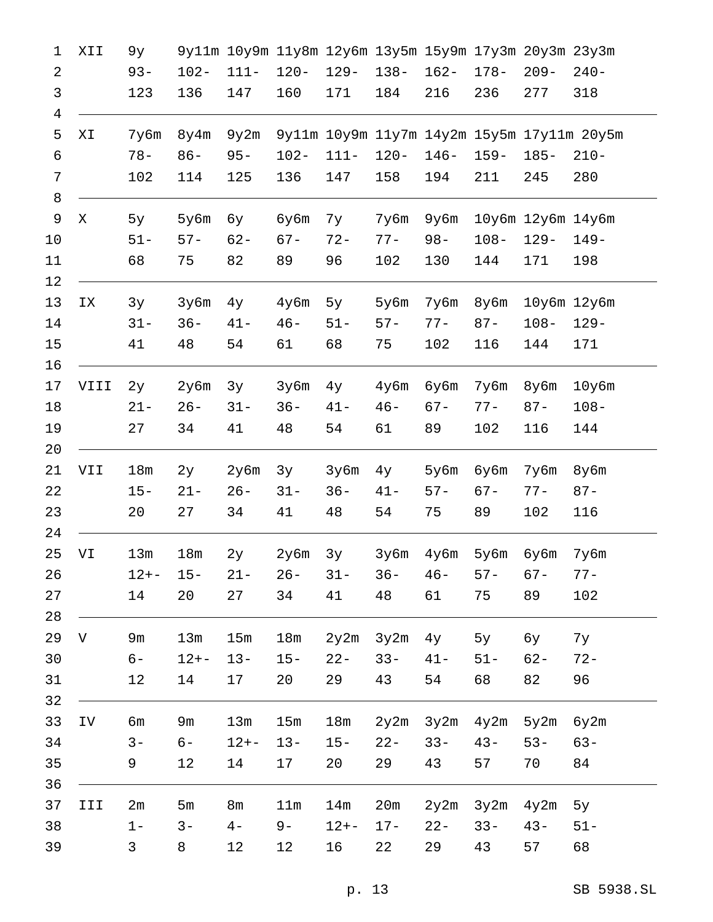```
 1  XII   9y    9y11m 10y9m 11y8m 12y6m 13y5m 15y9m 17y3m 20y3m 23y3m
 2        93-   102-  111-  120-  129-  138-  162-  178-  209-  240-
 3        123   136   147   160   171   184   216   236   277   318
 4  ______________________________________________________________________
 5  XI    7y6m  8y4m  9y2m  9y11m 10y9m 11y7m 14y2m 15y5m 17y11m 20y5m
 6        78-   86-   95-   102-  111-  120-  146-  159-  185-  210-
 7        102   114   125   136   147   158   194   211   245   280
 8  ______________________________________________________________________
 9  X     5y    5y6m  6y    6y6m  7y    7y6m  9y6m  10y6m 12y6m 14y6m
10        51-   57-   62-   67-   72-   77-   98-   108-  129-  149-
11        68    75    82    89    96    102   130   144   171   198
12  ______________________________________________________________________
13  IX    3y    3y6m  4y    4y6m  5y    5y6m  7y6m  8y6m  10y6m 12y6m
14        31-   36-   41-   46-   51-   57-   77-   87-   108-  129-
15        41    48    54    61    68    75    102   116   144   171
16  ______________________________________________________________________
17  VIII  2y    2y6m  3y    3y6m  4y    4y6m  6y6m  7y6m  8y6m  10y6m
18        21-   26-   31-   36-   41-   46-   67-   77-   87-   108-
19        27    34    41    48    54    61    89    102   116   144
20  ______________________________________________________________________
21  VII   18m   2y    2y6m  3y    3y6m  4y    5y6m  6y6m  7y6m  8y6m
22        15-   21-   26-   31-   36-   41-   57-   67-   77-   87-
23        20    27    34    41    48    54    75    89    102   116
24  ______________________________________________________________________
25  VI    13m   18m   2y    2y6m  3y    3y6m  4y6m  5y6m  6y6m  7y6m
26        12+-  15-   21-   26-   31-   36-   46-   57-   67-   77-
27        14    20    27    34    41    48    61    75    89    102
28  ______________________________________________________________________
29  V     9m    13m   15m   18m   2y2m  3y2m  4y    5y    6y    7y
30        6-    12+-  13-   15-   22-   33-   41-   51-   62-   72-
31        12    14    17    20    29    43    54    68    82    96
32  ______________________________________________________________________
33  IV    6m    9m    13m   15m   18m   2y2m  3y2m  4y2m  5y2m  6y2m
34        3-    6-    12+-  13-   15-   22-   33-   43-   53-   63-
35        9     12    14    17    20    29    43    57    70    84
36  ______________________________________________________________________
37  III   2m    5m    8m    11m   14m   20m   2y2m  3y2m  4y2m  5y
38        1-    3-    4-    9-    12+-  17-   22-   33-   43-   51-
39        3     8     12    12    16    22    29    43    57    68
```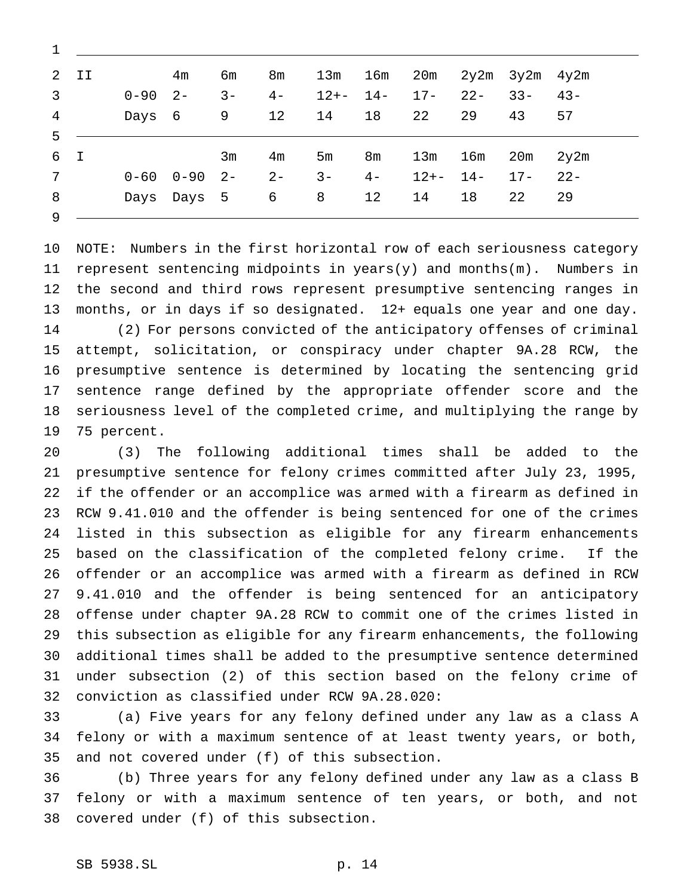| | | | | | | | | | | |
|---|---|---|---|---|---|---|---|---|---|---|
| II | | 4m | 6m | 8m | 13m | 16m | 20m | 2y2m | 3y2m | 4y2m |
| | 0-90 Days | 2-6 | 3-9 | 4-12 | 12+-14 | 14-18 | 17-22 | 22-29 | 33-43 | 43-57 |
| I | | | 3m | 4m | 5m | 8m | 13m | 16m | 20m | 2y2m |
| | 0-60 Days | 0-90 Days | 2-5 | 2-6 | 3-8 | 4-12 | 12+-14 | 14-18 | 17-22 | 22-29 |

NOTE: Numbers in the first horizontal row of each seriousness category represent sentencing midpoints in years(y) and months(m). Numbers in the second and third rows represent presumptive sentencing ranges in months, or in days if so designated. 12+ equals one year and one day.

(2) For persons convicted of the anticipatory offenses of criminal attempt, solicitation, or conspiracy under chapter 9A.28 RCW, the presumptive sentence is determined by locating the sentencing grid sentence range defined by the appropriate offender score and the seriousness level of the completed crime, and multiplying the range by 75 percent.

(3) The following additional times shall be added to the presumptive sentence for felony crimes committed after July 23, 1995, if the offender or an accomplice was armed with a firearm as defined in RCW 9.41.010 and the offender is being sentenced for one of the crimes listed in this subsection as eligible for any firearm enhancements based on the classification of the completed felony crime. If the offender or an accomplice was armed with a firearm as defined in RCW 9.41.010 and the offender is being sentenced for an anticipatory offense under chapter 9A.28 RCW to commit one of the crimes listed in this subsection as eligible for any firearm enhancements, the following additional times shall be added to the presumptive sentence determined under subsection (2) of this section based on the felony crime of conviction as classified under RCW 9A.28.020:

(a) Five years for any felony defined under any law as a class A felony or with a maximum sentence of at least twenty years, or both, and not covered under (f) of this subsection.

(b) Three years for any felony defined under any law as a class B felony or with a maximum sentence of ten years, or both, and not covered under (f) of this subsection.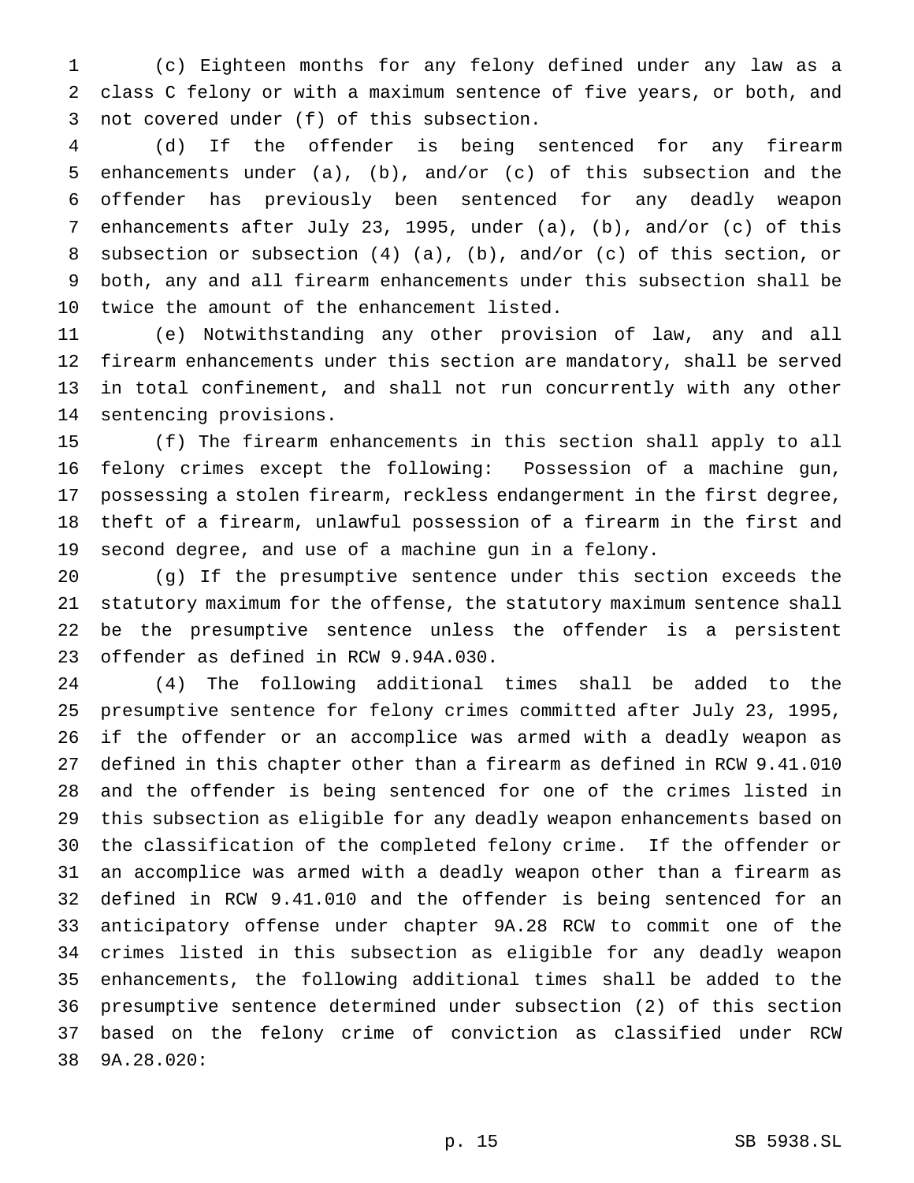(c) Eighteen months for any felony defined under any law as a class C felony or with a maximum sentence of five years, or both, and not covered under (f) of this subsection.

(d) If the offender is being sentenced for any firearm enhancements under (a), (b), and/or (c) of this subsection and the offender has previously been sentenced for any deadly weapon enhancements after July 23, 1995, under (a), (b), and/or (c) of this subsection or subsection (4) (a), (b), and/or (c) of this section, or both, any and all firearm enhancements under this subsection shall be twice the amount of the enhancement listed.

(e) Notwithstanding any other provision of law, any and all firearm enhancements under this section are mandatory, shall be served in total confinement, and shall not run concurrently with any other sentencing provisions.

(f) The firearm enhancements in this section shall apply to all felony crimes except the following: Possession of a machine gun, possessing a stolen firearm, reckless endangerment in the first degree, theft of a firearm, unlawful possession of a firearm in the first and second degree, and use of a machine gun in a felony.

(g) If the presumptive sentence under this section exceeds the statutory maximum for the offense, the statutory maximum sentence shall be the presumptive sentence unless the offender is a persistent offender as defined in RCW 9.94A.030.

(4) The following additional times shall be added to the presumptive sentence for felony crimes committed after July 23, 1995, if the offender or an accomplice was armed with a deadly weapon as defined in this chapter other than a firearm as defined in RCW 9.41.010 and the offender is being sentenced for one of the crimes listed in this subsection as eligible for any deadly weapon enhancements based on the classification of the completed felony crime. If the offender or an accomplice was armed with a deadly weapon other than a firearm as defined in RCW 9.41.010 and the offender is being sentenced for an anticipatory offense under chapter 9A.28 RCW to commit one of the crimes listed in this subsection as eligible for any deadly weapon enhancements, the following additional times shall be added to the presumptive sentence determined under subsection (2) of this section based on the felony crime of conviction as classified under RCW 9A.28.020: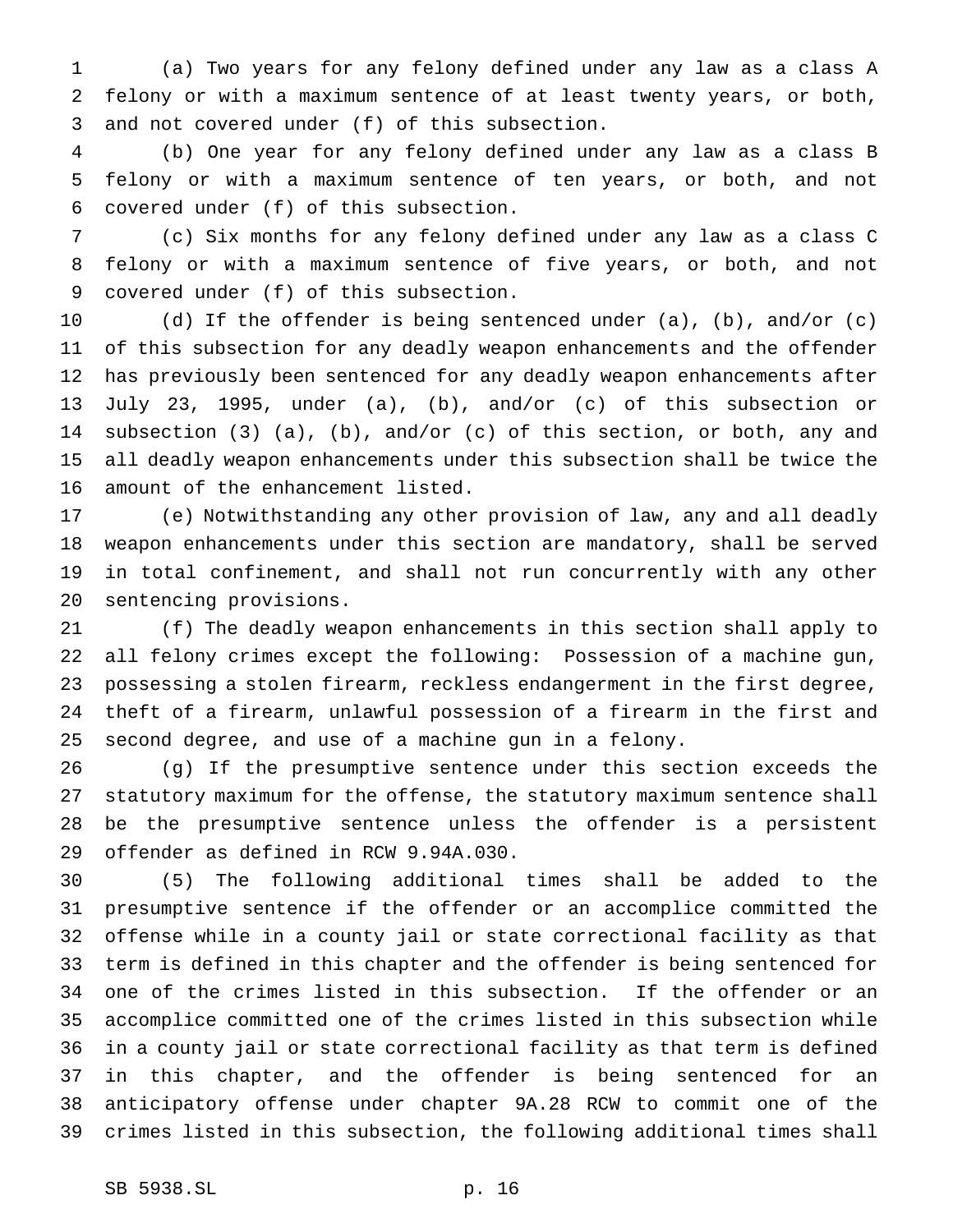(a) Two years for any felony defined under any law as a class A felony or with a maximum sentence of at least twenty years, or both, and not covered under (f) of this subsection.

(b) One year for any felony defined under any law as a class B felony or with a maximum sentence of ten years, or both, and not covered under (f) of this subsection.

(c) Six months for any felony defined under any law as a class C felony or with a maximum sentence of five years, or both, and not covered under (f) of this subsection.

(d) If the offender is being sentenced under (a), (b), and/or (c) of this subsection for any deadly weapon enhancements and the offender has previously been sentenced for any deadly weapon enhancements after July 23, 1995, under (a), (b), and/or (c) of this subsection or subsection (3) (a), (b), and/or (c) of this section, or both, any and all deadly weapon enhancements under this subsection shall be twice the amount of the enhancement listed.

(e) Notwithstanding any other provision of law, any and all deadly weapon enhancements under this section are mandatory, shall be served in total confinement, and shall not run concurrently with any other sentencing provisions.

(f) The deadly weapon enhancements in this section shall apply to all felony crimes except the following: Possession of a machine gun, possessing a stolen firearm, reckless endangerment in the first degree, theft of a firearm, unlawful possession of a firearm in the first and second degree, and use of a machine gun in a felony.

(g) If the presumptive sentence under this section exceeds the statutory maximum for the offense, the statutory maximum sentence shall be the presumptive sentence unless the offender is a persistent offender as defined in RCW 9.94A.030.

(5) The following additional times shall be added to the presumptive sentence if the offender or an accomplice committed the offense while in a county jail or state correctional facility as that term is defined in this chapter and the offender is being sentenced for one of the crimes listed in this subsection. If the offender or an accomplice committed one of the crimes listed in this subsection while in a county jail or state correctional facility as that term is defined in this chapter, and the offender is being sentenced for an anticipatory offense under chapter 9A.28 RCW to commit one of the crimes listed in this subsection, the following additional times shall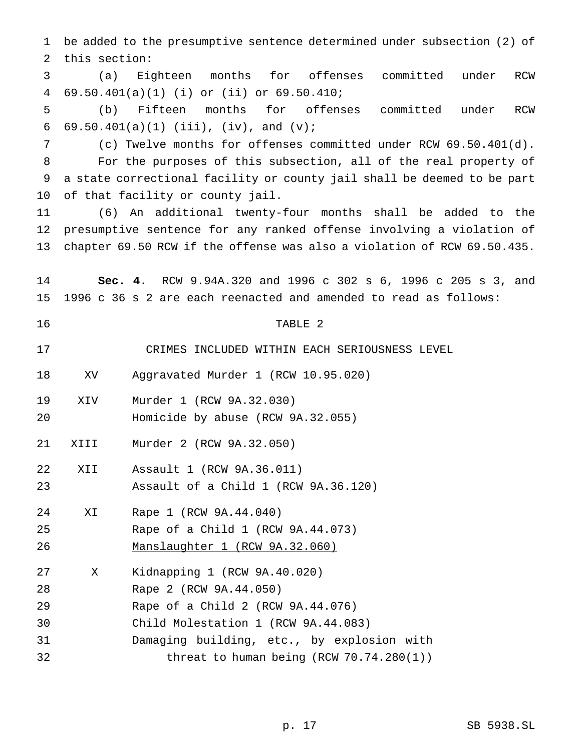be added to the presumptive sentence determined under subsection (2) of this section:

(a) Eighteen months for offenses committed under RCW 69.50.401(a)(1) (i) or (ii) or 69.50.410;

(b) Fifteen months for offenses committed under RCW 69.50.401(a)(1) (iii), (iv), and (v);

(c) Twelve months for offenses committed under RCW 69.50.401(d).

For the purposes of this subsection, all of the real property of a state correctional facility or county jail shall be deemed to be part of that facility or county jail.

(6) An additional twenty-four months shall be added to the presumptive sentence for any ranked offense involving a violation of chapter 69.50 RCW if the offense was also a violation of RCW 69.50.435.

**Sec. 4.** RCW 9.94A.320 and 1996 c 302 s 6, 1996 c 205 s 3, and 1996 c 36 s 2 are each reenacted and amended to read as follows:

TABLE 2

CRIMES INCLUDED WITHIN EACH SERIOUSNESS LEVEL

| | |
|---|---|
| XV | Aggravated Murder 1 (RCW 10.95.020) |
| XIV | Murder 1 (RCW 9A.32.030) |
| | Homicide by abuse (RCW 9A.32.055) |
| XIII | Murder 2 (RCW 9A.32.050) |
| XII | Assault 1 (RCW 9A.36.011) |
| | Assault of a Child 1 (RCW 9A.36.120) |
| XI | Rape 1 (RCW 9A.44.040) |
| | Rape of a Child 1 (RCW 9A.44.073) |
| | <u>Manslaughter 1 (RCW 9A.32.060)</u> |
| X | Kidnapping 1 (RCW 9A.40.020) |
| | Rape 2 (RCW 9A.44.050) |
| | Rape of a Child 2 (RCW 9A.44.076) |
| | Child Molestation 1 (RCW 9A.44.083) |
| | Damaging building, etc., by explosion with threat to human being (RCW 70.74.280(1)) |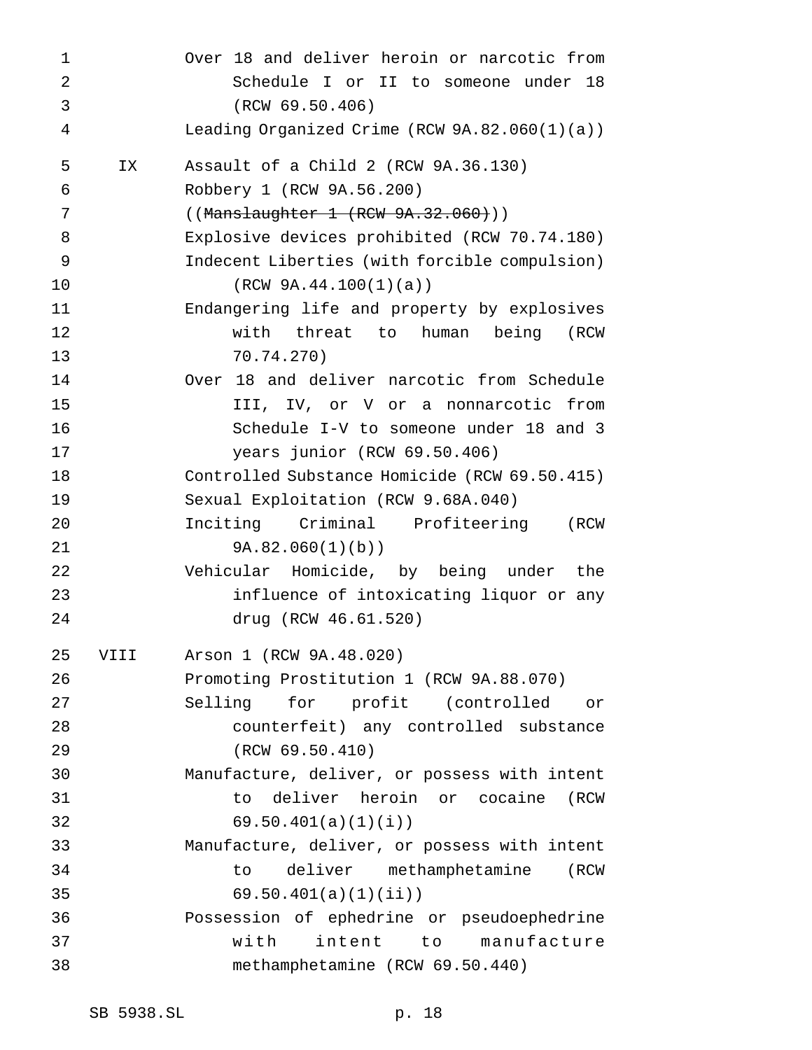| | |
|---|---|
| | Over 18 and deliver heroin or narcotic from Schedule I or II to someone under 18 (RCW 69.50.406) |
| | Leading Organized Crime (RCW 9A.82.060(1)(a)) |
| IX | Assault of a Child 2 (RCW 9A.36.130) |
| | Robbery 1 (RCW 9A.56.200) |
| | ((~~Manslaughter 1 (RCW 9A.32.060)~~)) |
| | Explosive devices prohibited (RCW 70.74.180) |
| | Indecent Liberties (with forcible compulsion) (RCW 9A.44.100(1)(a)) |
| | Endangering life and property by explosives with threat to human being (RCW 70.74.270) |
| | Over 18 and deliver narcotic from Schedule III, IV, or V or a nonnarcotic from Schedule I-V to someone under 18 and 3 years junior (RCW 69.50.406) |
| | Controlled Substance Homicide (RCW 69.50.415) |
| | Sexual Exploitation (RCW 9.68A.040) |
| | Inciting Criminal Profiteering (RCW 9A.82.060(1)(b)) |
| | Vehicular Homicide, by being under the influence of intoxicating liquor or any drug (RCW 46.61.520) |
| VIII | Arson 1 (RCW 9A.48.020) |
| | Promoting Prostitution 1 (RCW 9A.88.070) |
| | Selling for profit (controlled or counterfeit) any controlled substance (RCW 69.50.410) |
| | Manufacture, deliver, or possess with intent to deliver heroin or cocaine (RCW 69.50.401(a)(1)(i)) |
| | Manufacture, deliver, or possess with intent to deliver methamphetamine (RCW 69.50.401(a)(1)(ii)) |
| | Possession of ephedrine or pseudoephedrine with intent to manufacture methamphetamine (RCW 69.50.440) |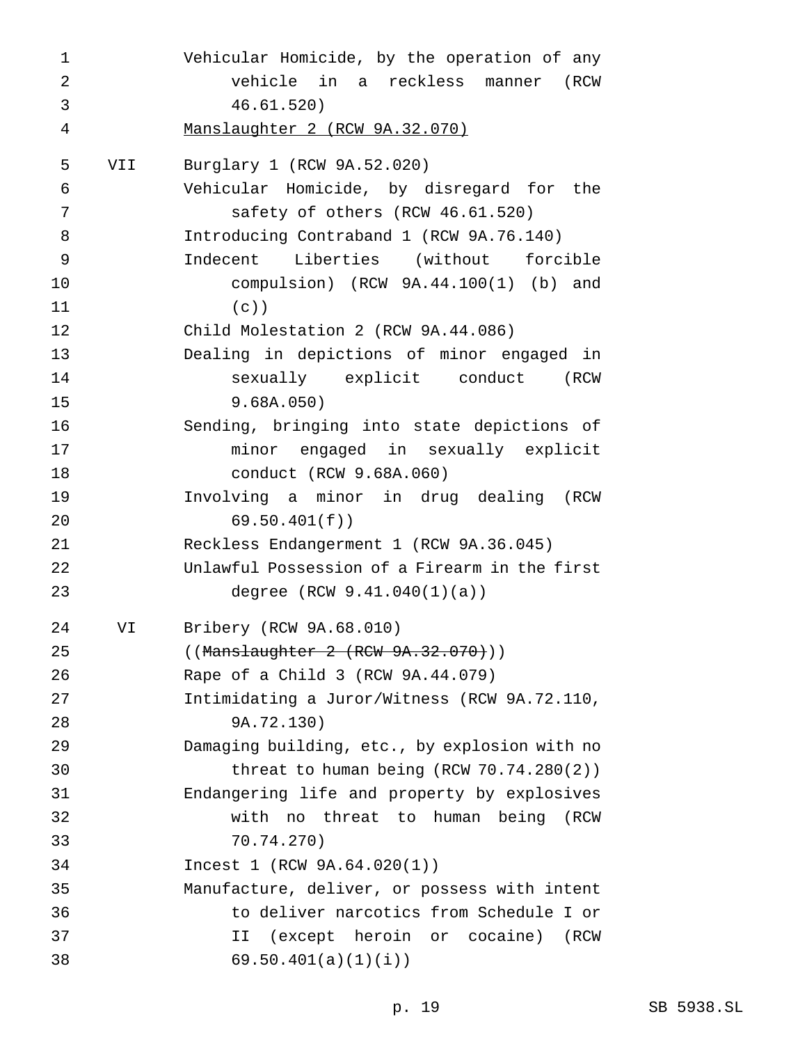| | |
|---|---|
| | Vehicular Homicide, by the operation of any vehicle in a reckless manner (RCW 46.61.520) |
| | <u>Manslaughter 2 (RCW 9A.32.070)</u> |
| VII | Burglary 1 (RCW 9A.52.020) |
| | Vehicular Homicide, by disregard for the safety of others (RCW 46.61.520) |
| | Introducing Contraband 1 (RCW 9A.76.140) |
| | Indecent Liberties (without forcible compulsion) (RCW 9A.44.100(1) (b) and (c)) |
| | Child Molestation 2 (RCW 9A.44.086) |
| | Dealing in depictions of minor engaged in sexually explicit conduct (RCW 9.68A.050) |
| | Sending, bringing into state depictions of minor engaged in sexually explicit conduct (RCW 9.68A.060) |
| | Involving a minor in drug dealing (RCW 69.50.401(f)) |
| | Reckless Endangerment 1 (RCW 9A.36.045) |
| | Unlawful Possession of a Firearm in the first degree (RCW 9.41.040(1)(a)) |
| VI | Bribery (RCW 9A.68.010) |
| | ((~~Manslaughter 2 (RCW 9A.32.070)~~)) |
| | Rape of a Child 3 (RCW 9A.44.079) |
| | Intimidating a Juror/Witness (RCW 9A.72.110, 9A.72.130) |
| | Damaging building, etc., by explosion with no threat to human being (RCW 70.74.280(2)) |
| | Endangering life and property by explosives with no threat to human being (RCW 70.74.270) |
| | Incest 1 (RCW 9A.64.020(1)) |
| | Manufacture, deliver, or possess with intent to deliver narcotics from Schedule I or II (except heroin or cocaine) (RCW 69.50.401(a)(1)(i)) |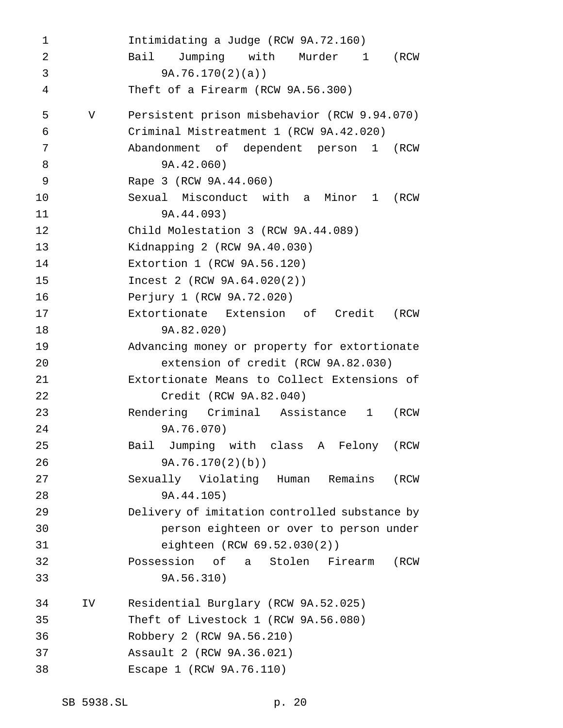| | |
|---|---|
| | Intimidating a Judge (RCW 9A.72.160) |
| | Bail Jumping with Murder 1 (RCW 9A.76.170(2)(a)) |
| | Theft of a Firearm (RCW 9A.56.300) |
| V | Persistent prison misbehavior (RCW 9.94.070) |
| | Criminal Mistreatment 1 (RCW 9A.42.020) |
| | Abandonment of dependent person 1 (RCW 9A.42.060) |
| | Rape 3 (RCW 9A.44.060) |
| | Sexual Misconduct with a Minor 1 (RCW 9A.44.093) |
| | Child Molestation 3 (RCW 9A.44.089) |
| | Kidnapping 2 (RCW 9A.40.030) |
| | Extortion 1 (RCW 9A.56.120) |
| | Incest 2 (RCW 9A.64.020(2)) |
| | Perjury 1 (RCW 9A.72.020) |
| | Extortionate Extension of Credit (RCW 9A.82.020) |
| | Advancing money or property for extortionate extension of credit (RCW 9A.82.030) |
| | Extortionate Means to Collect Extensions of Credit (RCW 9A.82.040) |
| | Rendering Criminal Assistance 1 (RCW 9A.76.070) |
| | Bail Jumping with class A Felony (RCW 9A.76.170(2)(b)) |
| | Sexually Violating Human Remains (RCW 9A.44.105) |
| | Delivery of imitation controlled substance by person eighteen or over to person under eighteen (RCW 69.52.030(2)) |
| | Possession of a Stolen Firearm (RCW 9A.56.310) |
| IV | Residential Burglary (RCW 9A.52.025) |
| | Theft of Livestock 1 (RCW 9A.56.080) |
| | Robbery 2 (RCW 9A.56.210) |
| | Assault 2 (RCW 9A.36.021) |
| | Escape 1 (RCW 9A.76.110) |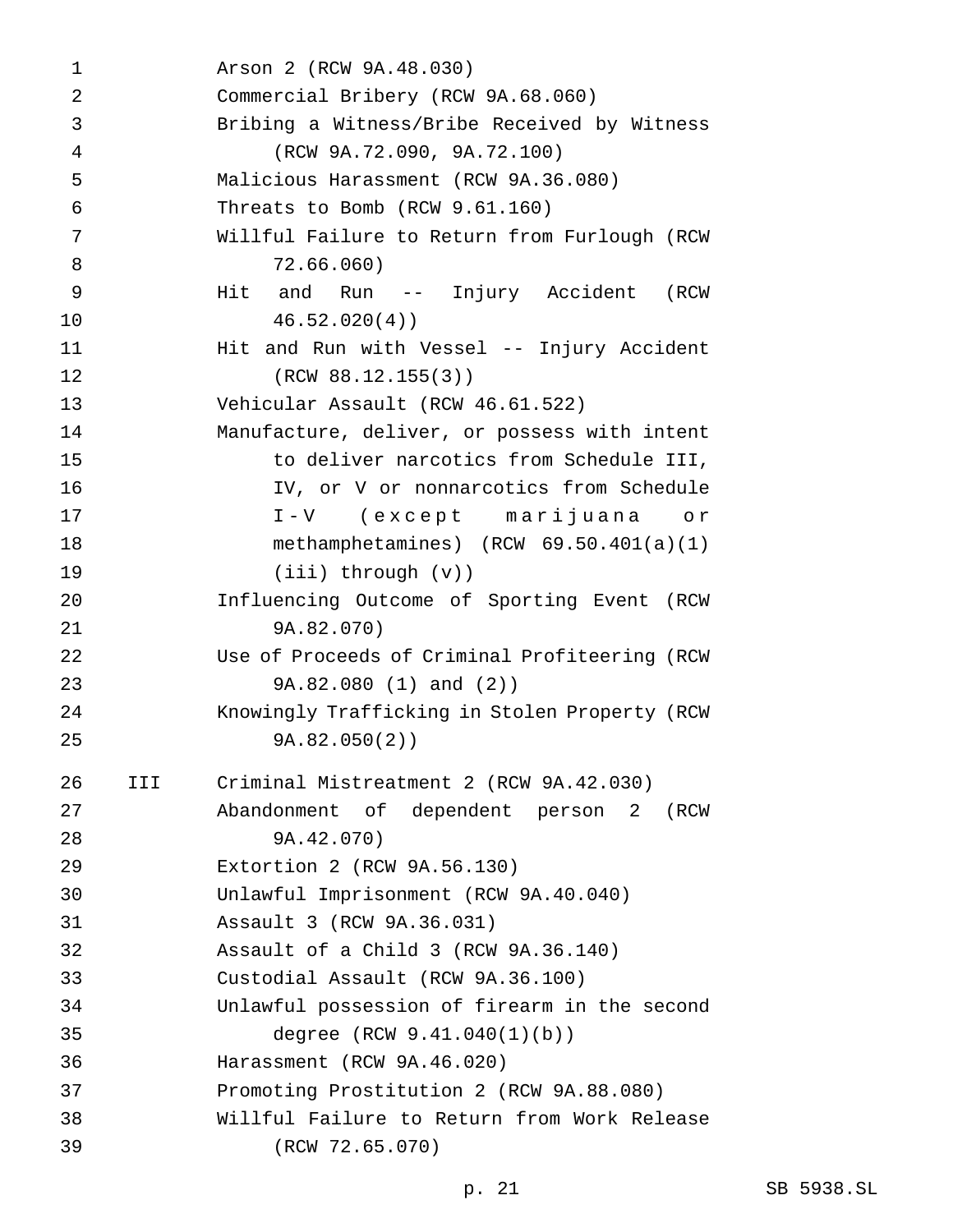Arson 2 (RCW 9A.48.030)
Commercial Bribery (RCW 9A.68.060)
Bribing a Witness/Bribe Received by Witness (RCW 9A.72.090, 9A.72.100)
Malicious Harassment (RCW 9A.36.080)
Threats to Bomb (RCW 9.61.160)
Willful Failure to Return from Furlough (RCW 72.66.060)
Hit and Run -- Injury Accident (RCW 46.52.020(4))
Hit and Run with Vessel -- Injury Accident (RCW 88.12.155(3))
Vehicular Assault (RCW 46.61.522)
Manufacture, deliver, or possess with intent to deliver narcotics from Schedule III, IV, or V or nonnarcotics from Schedule I-V (except marijuana or methamphetamines) (RCW 69.50.401(a)(1)(iii) through (v))
Influencing Outcome of Sporting Event (RCW 9A.82.070)
Use of Proceeds of Criminal Profiteering (RCW 9A.82.080 (1) and (2))
Knowingly Trafficking in Stolen Property (RCW 9A.82.050(2))

III Criminal Mistreatment 2 (RCW 9A.42.030)
Abandonment of dependent person 2 (RCW 9A.42.070)
Extortion 2 (RCW 9A.56.130)
Unlawful Imprisonment (RCW 9A.40.040)
Assault 3 (RCW 9A.36.031)
Assault of a Child 3 (RCW 9A.36.140)
Custodial Assault (RCW 9A.36.100)
Unlawful possession of firearm in the second degree (RCW 9.41.040(1)(b))
Harassment (RCW 9A.46.020)
Promoting Prostitution 2 (RCW 9A.88.080)
Willful Failure to Return from Work Release (RCW 72.65.070)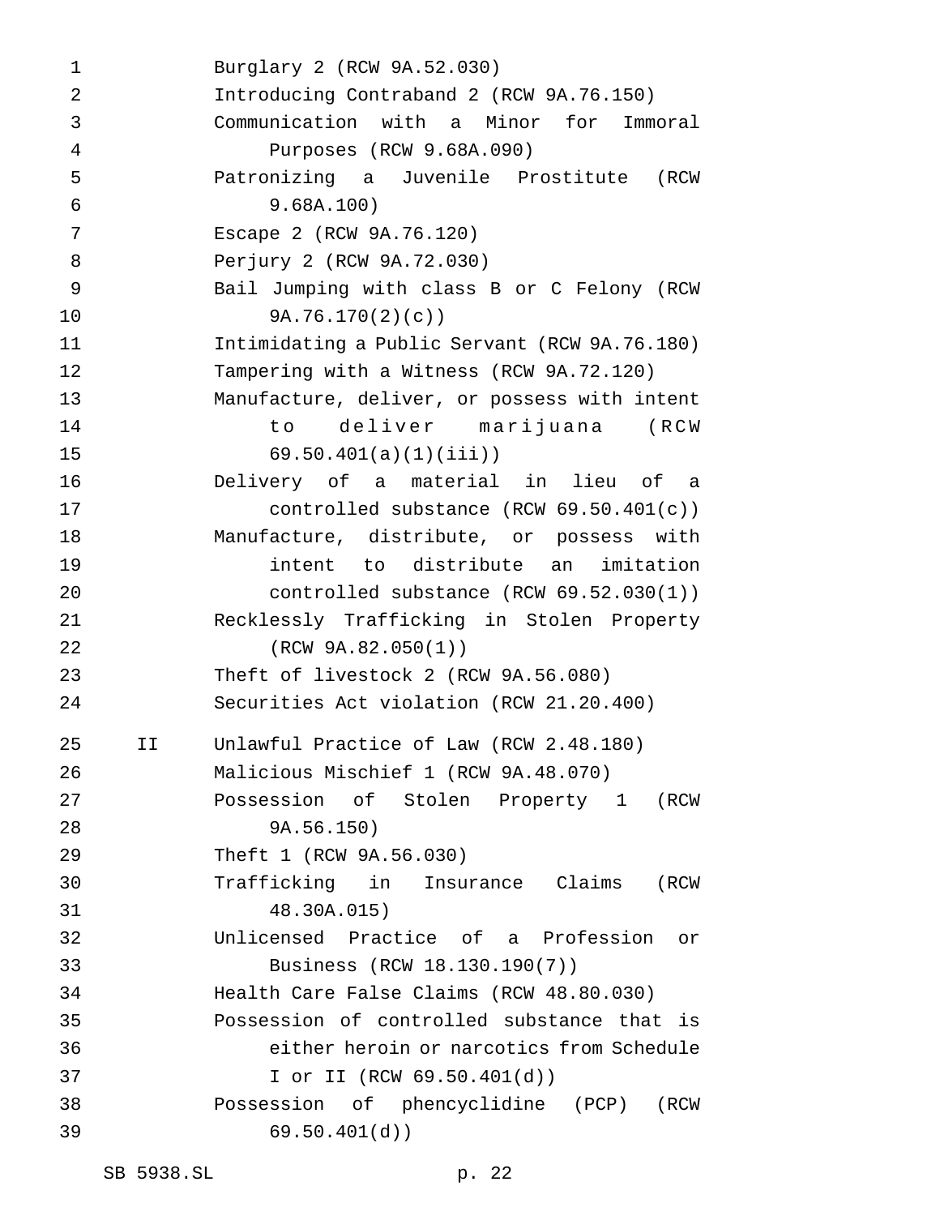Burglary 2 (RCW 9A.52.030)
Introducing Contraband 2 (RCW 9A.76.150)
Communication with a Minor for Immoral Purposes (RCW 9.68A.090)
Patronizing a Juvenile Prostitute (RCW 9.68A.100)
Escape 2 (RCW 9A.76.120)
Perjury 2 (RCW 9A.72.030)
Bail Jumping with class B or C Felony (RCW 9A.76.170(2)(c))
Intimidating a Public Servant (RCW 9A.76.180)
Tampering with a Witness (RCW 9A.72.120)
Manufacture, deliver, or possess with intent to deliver marijuana (RCW 69.50.401(a)(1)(iii))
Delivery of a material in lieu of a controlled substance (RCW 69.50.401(c))
Manufacture, distribute, or possess with intent to distribute an imitation controlled substance (RCW 69.52.030(1))
Recklessly Trafficking in Stolen Property (RCW 9A.82.050(1))
Theft of livestock 2 (RCW 9A.56.080)
Securities Act violation (RCW 21.20.400)

II Unlawful Practice of Law (RCW 2.48.180)
Malicious Mischief 1 (RCW 9A.48.070)
Possession of Stolen Property 1 (RCW 9A.56.150)
Theft 1 (RCW 9A.56.030)
Trafficking in Insurance Claims (RCW 48.30A.015)
Unlicensed Practice of a Profession or Business (RCW 18.130.190(7))
Health Care False Claims (RCW 48.80.030)
Possession of controlled substance that is either heroin or narcotics from Schedule I or II (RCW 69.50.401(d))
Possession of phencyclidine (PCP) (RCW 69.50.401(d))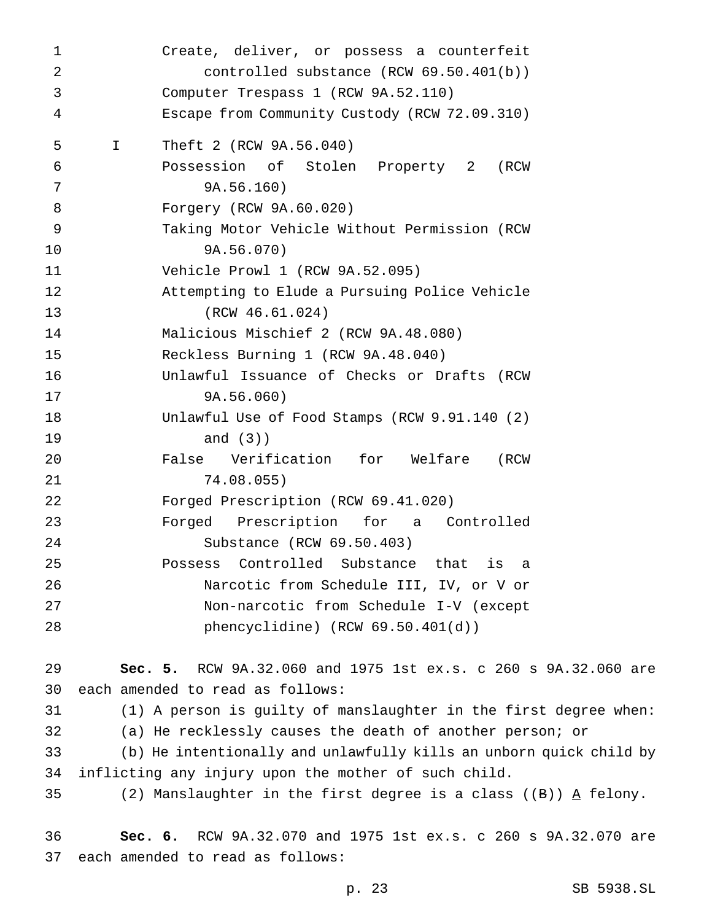| | |
|---|---|
| | Create, deliver, or possess a counterfeit controlled substance (RCW 69.50.401(b)) |
| | Computer Trespass 1 (RCW 9A.52.110) |
| | Escape from Community Custody (RCW 72.09.310) |
| I | Theft 2 (RCW 9A.56.040) |
| | Possession of Stolen Property 2 (RCW 9A.56.160) |
| | Forgery (RCW 9A.60.020) |
| | Taking Motor Vehicle Without Permission (RCW 9A.56.070) |
| | Vehicle Prowl 1 (RCW 9A.52.095) |
| | Attempting to Elude a Pursuing Police Vehicle (RCW 46.61.024) |
| | Malicious Mischief 2 (RCW 9A.48.080) |
| | Reckless Burning 1 (RCW 9A.48.040) |
| | Unlawful Issuance of Checks or Drafts (RCW 9A.56.060) |
| | Unlawful Use of Food Stamps (RCW 9.91.140 (2) and (3)) |
| | False Verification for Welfare (RCW 74.08.055) |
| | Forged Prescription (RCW 69.41.020) |
| | Forged Prescription for a Controlled Substance (RCW 69.50.403) |
| | Possess Controlled Substance that is a Narcotic from Schedule III, IV, or V or Non-narcotic from Schedule I-V (except phencyclidine) (RCW 69.50.401(d)) |

**Sec. 5.** RCW 9A.32.060 and 1975 1st ex.s. c 260 s 9A.32.060 are each amended to read as follows:

(1) A person is guilty of manslaughter in the first degree when:

(a) He recklessly causes the death of another person; or

(b) He intentionally and unlawfully kills an unborn quick child by inflicting any injury upon the mother of such child.

(2) Manslaughter in the first degree is a class ((~~B~~)) <u>A</u> felony.

**Sec. 6.** RCW 9A.32.070 and 1975 1st ex.s. c 260 s 9A.32.070 are each amended to read as follows: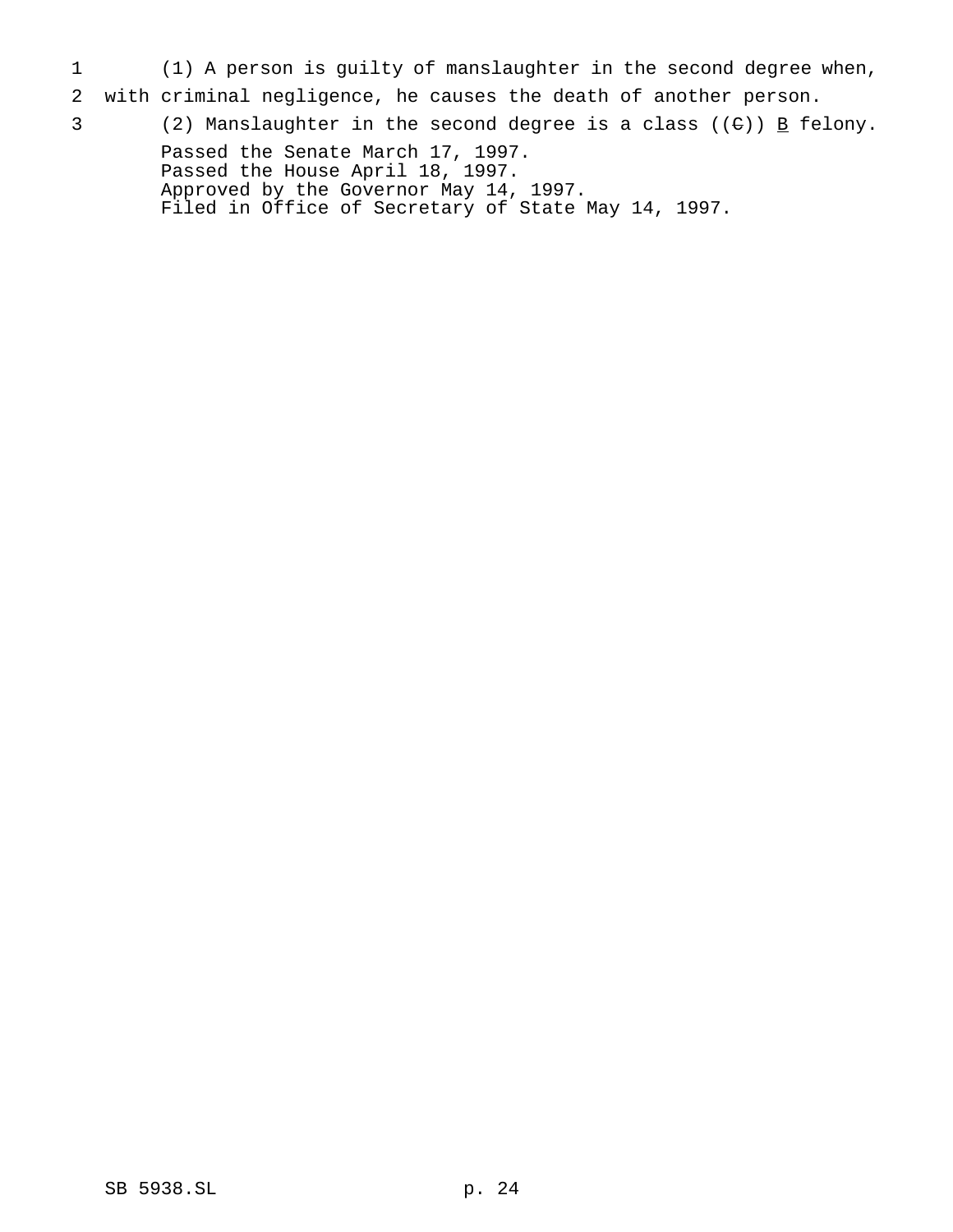(1) A person is guilty of manslaughter in the second degree when, with criminal negligence, he causes the death of another person.

(2) Manslaughter in the second degree is a class ((~~C~~)) <u>B</u> felony.

Passed the Senate March 17, 1997.
Passed the House April 18, 1997.
Approved by the Governor May 14, 1997.
Filed in Office of Secretary of State May 14, 1997.